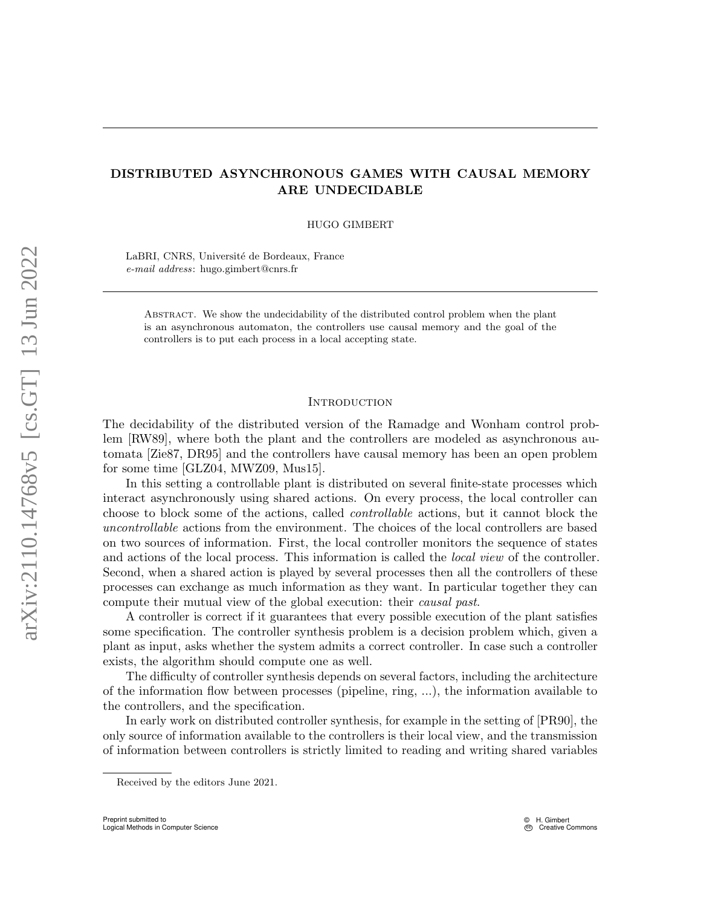# DISTRIBUTED ASYNCHRONOUS GAMES WITH CAUSAL MEMORY ARE UNDECIDABLE

HUGO GIMBERT

LaBRI, CNRS, Université de Bordeaux, France
*e-mail address*: hugo.gimbert@cnrs.fr

Abstract. We show the undecidability of the distributed control problem when the plant is an asynchronous automaton, the controllers use causal memory and the goal of the controllers is to put each process in a local accepting state.

## Introduction

The decidability of the distributed version of the Ramadge and Wonham control problem [RW89], where both the plant and the controllers are modeled as asynchronous automata [Zie87, DR95] and the controllers have causal memory has been an open problem for some time [GLZ04, MWZ09, Mus15].

In this setting a controllable plant is distributed on several finite-state processes which interact asynchronously using shared actions. On every process, the local controller can choose to block some of the actions, called *controllable* actions, but it cannot block the *uncontrollable* actions from the environment. The choices of the local controllers are based on two sources of information. First, the local controller monitors the sequence of states and actions of the local process. This information is called the *local view* of the controller. Second, when a shared action is played by several processes then all the controllers of these processes can exchange as much information as they want. In particular together they can compute their mutual view of the global execution: their *causal past*.

A controller is correct if it guarantees that every possible execution of the plant satisfies some specification. The controller synthesis problem is a decision problem which, given a plant as input, asks whether the system admits a correct controller. In case such a controller exists, the algorithm should compute one as well.

The difficulty of controller synthesis depends on several factors, including the architecture of the information flow between processes (pipeline, ring, ...), the information available to the controllers, and the specification.

In early work on distributed controller synthesis, for example in the setting of [PR90], the only source of information available to the controllers is their local view, and the transmission of information between controllers is strictly limited to reading and writing shared variables

Received by the editors June 2021.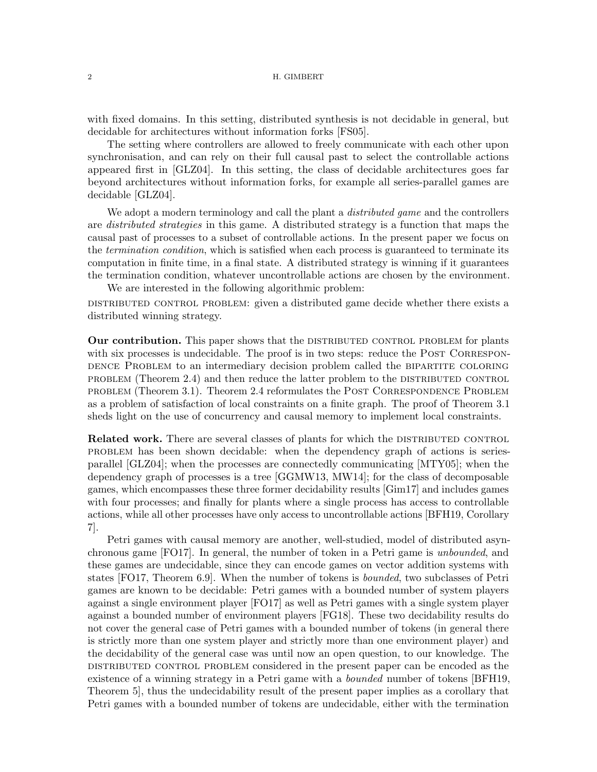with fixed domains. In this setting, distributed synthesis is not decidable in general, but decidable for architectures without information forks [FS05].

The setting where controllers are allowed to freely communicate with each other upon synchronisation, and can rely on their full causal past to select the controllable actions appeared first in [GLZ04]. In this setting, the class of decidable architectures goes far beyond architectures without information forks, for example all series-parallel games are decidable [GLZ04].

We adopt a modern terminology and call the plant a *distributed game* and the controllers are *distributed strategies* in this game. A distributed strategy is a function that maps the causal past of processes to a subset of controllable actions. In the present paper we focus on the *termination condition*, which is satisfied when each process is guaranteed to terminate its computation in finite time, in a final state. A distributed strategy is winning if it guarantees the termination condition, whatever uncontrollable actions are chosen by the environment.

We are interested in the following algorithmic problem:

DISTRIBUTED CONTROL PROBLEM: given a distributed game decide whether there exists a distributed winning strategy.

**Our contribution.** This paper shows that the DISTRIBUTED CONTROL PROBLEM for plants with six processes is undecidable. The proof is in two steps: reduce the POST CORRESPONDENCE PROBLEM to an intermediary decision problem called the BIPARTITE COLORING PROBLEM (Theorem 2.4) and then reduce the latter problem to the DISTRIBUTED CONTROL PROBLEM (Theorem 3.1). Theorem 2.4 reformulates the POST CORRESPONDENCE PROBLEM as a problem of satisfaction of local constraints on a finite graph. The proof of Theorem 3.1 sheds light on the use of concurrency and causal memory to implement local constraints.

**Related work.** There are several classes of plants for which the DISTRIBUTED CONTROL PROBLEM has been shown decidable: when the dependency graph of actions is series-parallel [GLZ04]; when the processes are connectedly communicating [MTY05]; when the dependency graph of processes is a tree [GGMW13, MW14]; for the class of decomposable games, which encompasses these three former decidability results [Gim17] and includes games with four processes; and finally for plants where a single process has access to controllable actions, while all other processes have only access to uncontrollable actions [BFH19, Corollary 7].

Petri games with causal memory are another, well-studied, model of distributed asynchronous game [FO17]. In general, the number of token in a Petri game is *unbounded*, and these games are undecidable, since they can encode games on vector addition systems with states [FO17, Theorem 6.9]. When the number of tokens is *bounded*, two subclasses of Petri games are known to be decidable: Petri games with a bounded number of system players against a single environment player [FO17] as well as Petri games with a single system player against a bounded number of environment players [FG18]. These two decidability results do not cover the general case of Petri games with a bounded number of tokens (in general there is strictly more than one system player and strictly more than one environment player) and the decidability of the general case was until now an open question, to our knowledge. The DISTRIBUTED CONTROL PROBLEM considered in the present paper can be encoded as the existence of a winning strategy in a Petri game with a *bounded* number of tokens [BFH19, Theorem 5], thus the undecidability result of the present paper implies as a corollary that Petri games with a bounded number of tokens are undecidable, either with the termination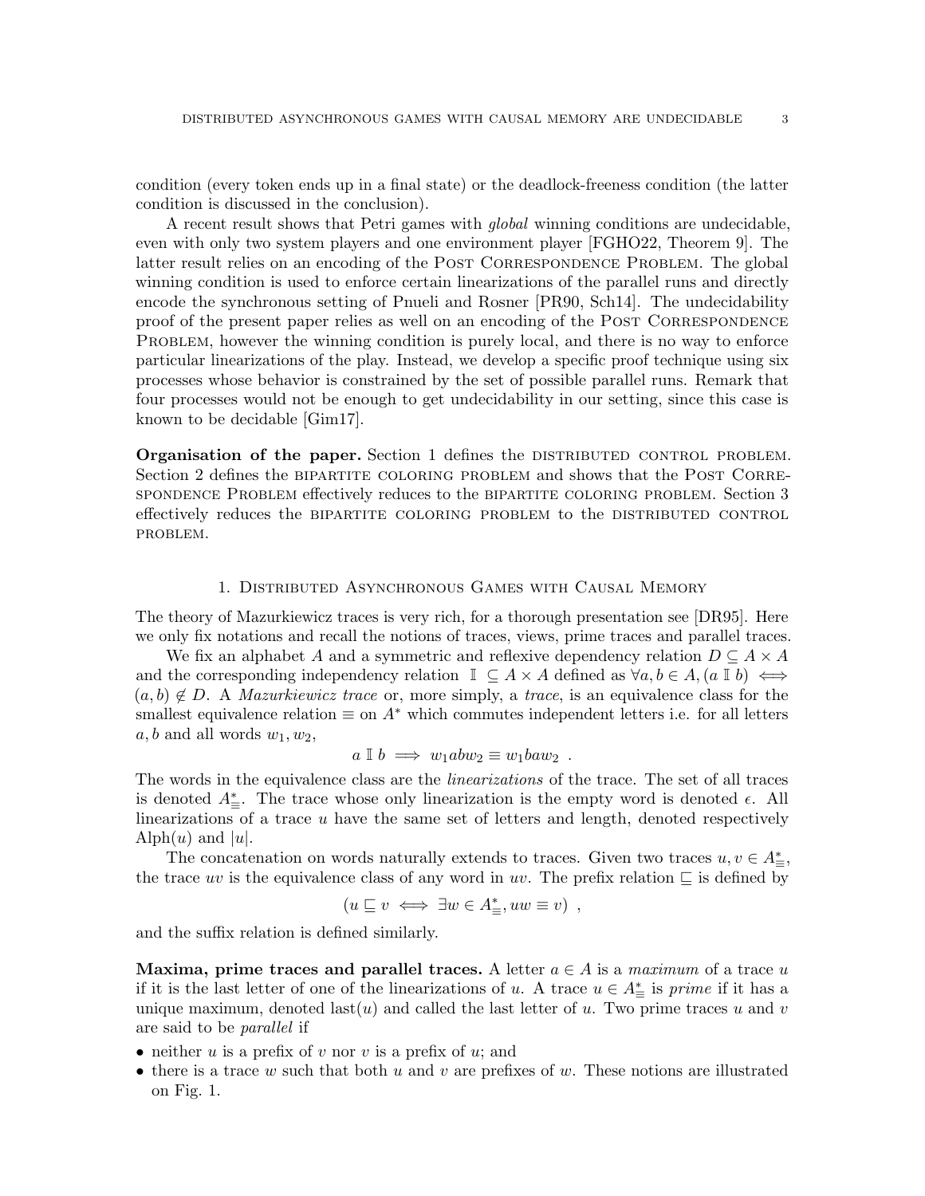condition (every token ends up in a final state) or the deadlock-freeness condition (the latter condition is discussed in the conclusion).

A recent result shows that Petri games with *global* winning conditions are undecidable, even with only two system players and one environment player [FGHO22, Theorem 9]. The latter result relies on an encoding of the Post Correspondence Problem. The global winning condition is used to enforce certain linearizations of the parallel runs and directly encode the synchronous setting of Pnueli and Rosner [PR90, Sch14]. The undecidability proof of the present paper relies as well on an encoding of the Post Correspondence Problem, however the winning condition is purely local, and there is no way to enforce particular linearizations of the play. Instead, we develop a specific proof technique using six processes whose behavior is constrained by the set of possible parallel runs. Remark that four processes would not be enough to get undecidability in our setting, since this case is known to be decidable [Gim17].

**Organisation of the paper.** Section 1 defines the distributed control problem. Section 2 defines the bipartite coloring problem and shows that the Post Correspondence Problem effectively reduces to the bipartite coloring problem. Section 3 effectively reduces the bipartite coloring problem to the distributed control problem.

## 1. Distributed Asynchronous Games with Causal Memory

The theory of Mazurkiewicz traces is very rich, for a thorough presentation see [DR95]. Here we only fix notations and recall the notions of traces, views, prime traces and parallel traces.

We fix an alphabet $A$ and a symmetric and reflexive dependency relation $D \subseteq A \times A$ and the corresponding independency relation $\mathbb{I} \subseteq A \times A$ defined as $\forall a, b \in A, (a \mathbb{I} b) \iff (a, b) \notin D$. A *Mazurkiewicz trace* or, more simply, a *trace*, is an equivalence class for the smallest equivalence relation $\equiv$ on $A^*$ which commutes independent letters i.e. for all letters $a, b$ and all words $w_1, w_2$,

$$a \mathbb{I} b \implies w_1 ab w_2 \equiv w_1 ba w_2 \ .$$

The words in the equivalence class are the *linearizations* of the trace. The set of all traces is denoted $A^*_{\equiv}$. The trace whose only linearization is the empty word is denoted $\epsilon$. All linearizations of a trace $u$ have the same set of letters and length, denoted respectively $\mathrm{Alph}(u)$ and $|u|$.

The concatenation on words naturally extends to traces. Given two traces $u, v \in A^*_{\equiv}$, the trace $uv$ is the equivalence class of any word in $uv$. The prefix relation $\sqsubseteq$ is defined by

$$(u \sqsubseteq v \iff \exists w \in A^*_{\equiv}, uw \equiv v) \ ,$$

and the suffix relation is defined similarly.

**Maxima, prime traces and parallel traces.** A letter $a \in A$ is a *maximum* of a trace $u$ if it is the last letter of one of the linearizations of $u$. A trace $u \in A^*_{\equiv}$ is *prime* if it has a unique maximum, denoted $\mathrm{last}(u)$ and called the last letter of $u$. Two prime traces $u$ and $v$ are said to be *parallel* if

- neither $u$ is a prefix of $v$ nor $v$ is a prefix of $u$; and
- there is a trace $w$ such that both $u$ and $v$ are prefixes of $w$. These notions are illustrated on Fig. 1.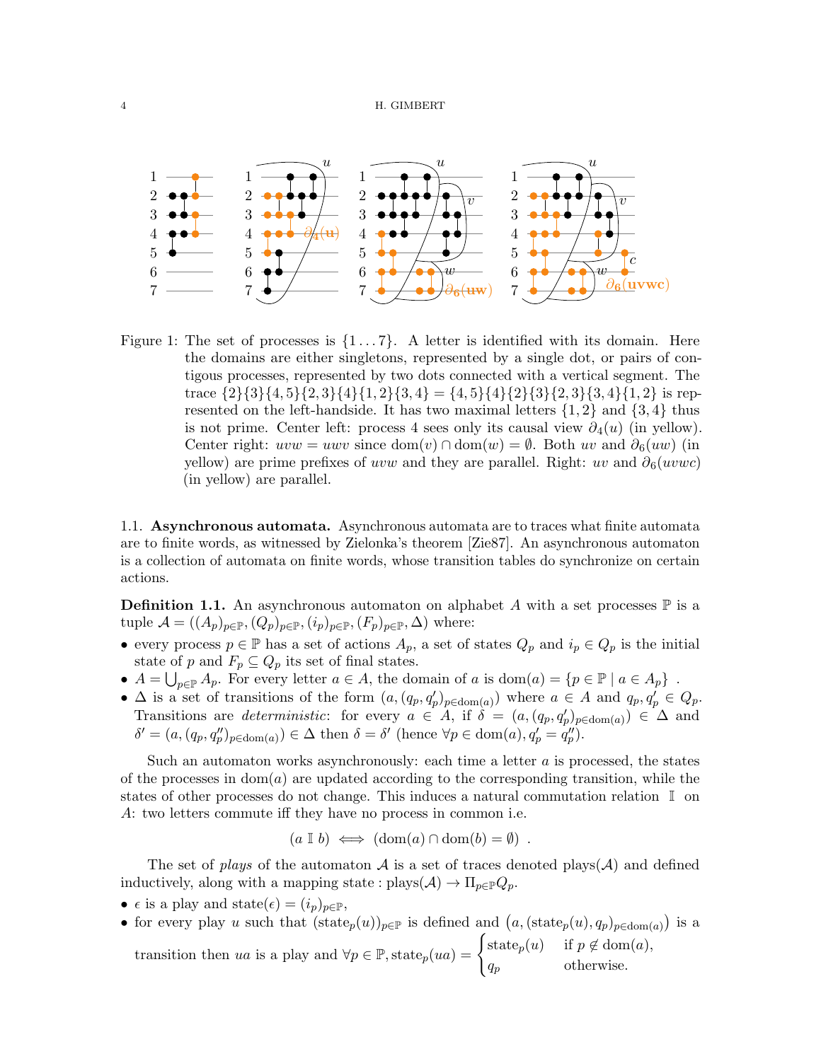Figure 1: The set of processes is $\{1 \ldots 7\}$. A letter is identified with its domain. Here the domains are either singletons, represented by a single dot, or pairs of contigous processes, represented by two dots connected with a vertical segment. The trace $\{2\}\{3\}\{4,5\}\{2,3\}\{4\}\{1,2\}\{3,4\} = \{4,5\}\{4\}\{2\}\{3\}\{2,3\}\{3,4\}\{1,2\}$ is represented on the left-handside. It has two maximal letters $\{1,2\}$ and $\{3,4\}$ thus is not prime. Center left: process 4 sees only its causal view $\partial_4(u)$ (in yellow). Center right: $uvw = uwv$ since $\text{dom}(v) \cap \text{dom}(w) = \emptyset$. Both $uv$ and $\partial_6(uw)$ (in yellow) are prime prefixes of $uvw$ and they are parallel. Right: $uv$ and $\partial_6(uvwc)$ (in yellow) are parallel.

### 1.1. Asynchronous automata.

Asynchronous automata are to traces what finite automata are to finite words, as witnessed by Zielonka's theorem [Zie87]. An asynchronous automaton is a collection of automata on finite words, whose transition tables do synchronize on certain actions.

**Definition 1.1.** An asynchronous automaton on alphabet $A$ with a set processes $\mathbb{P}$ is a tuple $\mathcal{A} = ((A_p)_{p\in\mathbb{P}}, (Q_p)_{p\in\mathbb{P}}, (i_p)_{p\in\mathbb{P}}, (F_p)_{p\in\mathbb{P}}, \Delta)$ where:

- every process $p \in \mathbb{P}$ has a set of actions $A_p$, a set of states $Q_p$ and $i_p \in Q_p$ is the initial state of $p$ and $F_p \subseteq Q_p$ its set of final states.
- $A = \bigcup_{p\in\mathbb{P}} A_p$. For every letter $a \in A$, the domain of $a$ is $\text{dom}(a) = \{p \in \mathbb{P} \mid a \in A_p\}$ .
- $\Delta$ is a set of transitions of the form $(a, (q_p, q'_p)_{p\in\text{dom}(a)})$ where $a \in A$ and $q_p, q'_p \in Q_p$. Transitions are *deterministic*: for every $a \in A$, if $\delta = (a, (q_p, q'_p)_{p\in\text{dom}(a)}) \in \Delta$ and $\delta' = (a, (q_p, q''_p)_{p\in\text{dom}(a)}) \in \Delta$ then $\delta = \delta'$ (hence $\forall p \in \text{dom}(a), q'_p = q''_p$).

Such an automaton works asynchronously: each time a letter $a$ is processed, the states of the processes in $\text{dom}(a)$ are updated according to the corresponding transition, while the states of other processes do not change. This induces a natural commutation relation $\mathbb{I}$ on $A$: two letters commute iff they have no process in common i.e.

$$(a \,\mathbb{I}\, b) \iff (\text{dom}(a) \cap \text{dom}(b) = \emptyset) \ .$$

The set of *plays* of the automaton $\mathcal{A}$ is a set of traces denoted $\text{plays}(\mathcal{A})$ and defined inductively, along with a mapping $\text{state} : \text{plays}(\mathcal{A}) \to \Pi_{p\in\mathbb{P}} Q_p$.

- $\epsilon$ is a play and $\text{state}(\epsilon) = (i_p)_{p\in\mathbb{P}}$,
- for every play $u$ such that $(\text{state}_p(u))_{p\in\mathbb{P}}$ is defined and $\left(a, (\text{state}_p(u), q_p)_{p\in\text{dom}(a)}\right)$ is a transition then $ua$ is a play and $\forall p \in \mathbb{P}, \text{state}_p(ua) = \begin{cases} \text{state}_p(u) & \text{if } p \notin \text{dom}(a), \\ q_p & \text{otherwise.} \end{cases}$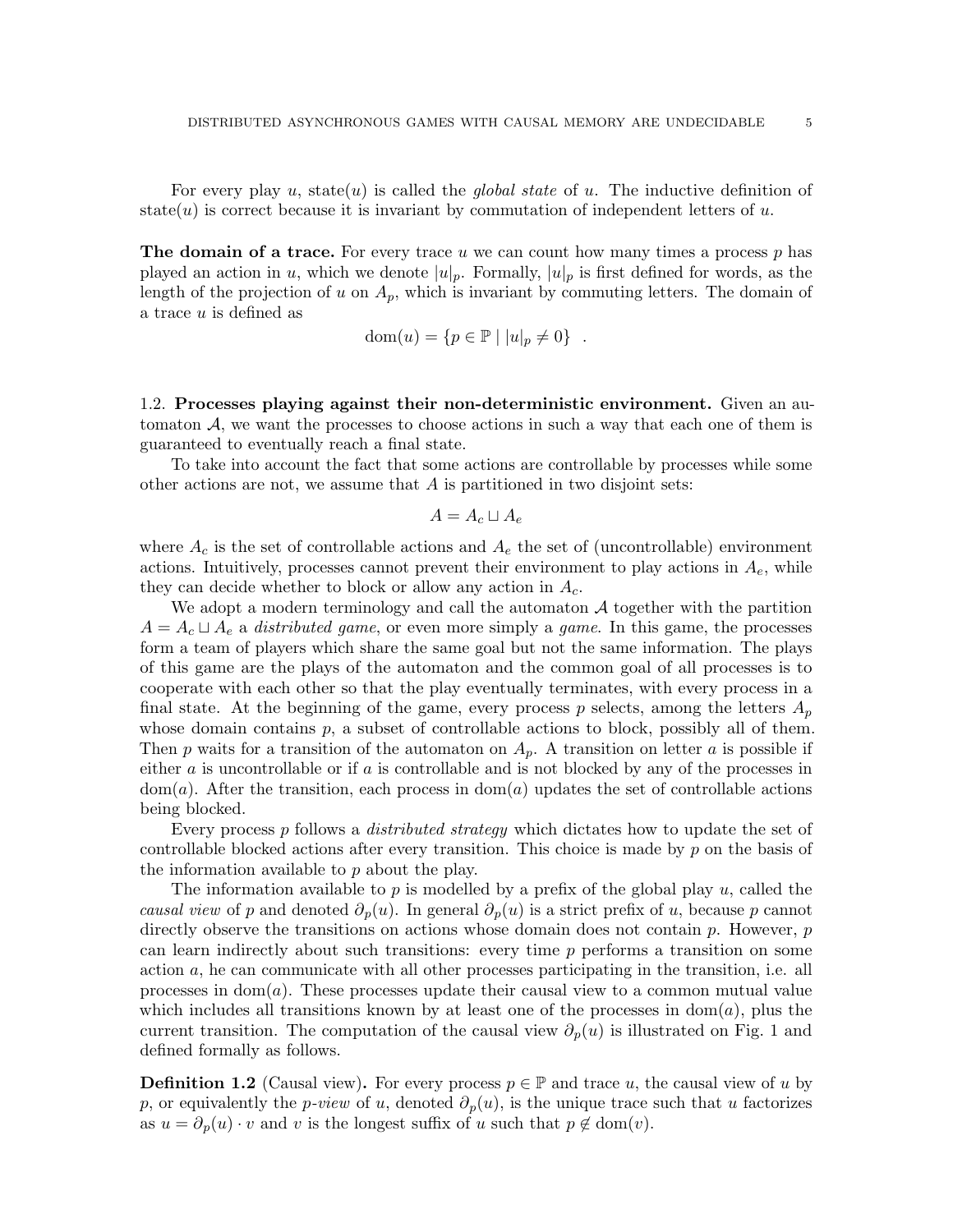For every play $u$, $\text{state}(u)$ is called the *global state* of $u$. The inductive definition of $\text{state}(u)$ is correct because it is invariant by commutation of independent letters of $u$.

**The domain of a trace.** For every trace $u$ we can count how many times a process $p$ has played an action in $u$, which we denote $|u|_p$. Formally, $|u|_p$ is first defined for words, as the length of the projection of $u$ on $A_p$, which is invariant by commuting letters. The domain of a trace $u$ is defined as

$$\text{dom}(u) = \{p \in \mathbb{P} \mid |u|_p \neq 0\} \quad .$$

1.2. **Processes playing against their non-deterministic environment.** Given an automaton $\mathcal{A}$, we want the processes to choose actions in such a way that each one of them is guaranteed to eventually reach a final state.

To take into account the fact that some actions are controllable by processes while some other actions are not, we assume that $A$ is partitioned in two disjoint sets:

$$A = A_c \sqcup A_e$$

where $A_c$ is the set of controllable actions and $A_e$ the set of (uncontrollable) environment actions. Intuitively, processes cannot prevent their environment to play actions in $A_e$, while they can decide whether to block or allow any action in $A_c$.

We adopt a modern terminology and call the automaton $\mathcal{A}$ together with the partition $A = A_c \sqcup A_e$ a *distributed game*, or even more simply a *game*. In this game, the processes form a team of players which share the same goal but not the same information. The plays of this game are the plays of the automaton and the common goal of all processes is to cooperate with each other so that the play eventually terminates, with every process in a final state. At the beginning of the game, every process $p$ selects, among the letters $A_p$ whose domain contains $p$, a subset of controllable actions to block, possibly all of them. Then $p$ waits for a transition of the automaton on $A_p$. A transition on letter $a$ is possible if either $a$ is uncontrollable or if $a$ is controllable and is not blocked by any of the processes in $\text{dom}(a)$. After the transition, each process in $\text{dom}(a)$ updates the set of controllable actions being blocked.

Every process $p$ follows a *distributed strategy* which dictates how to update the set of controllable blocked actions after every transition. This choice is made by $p$ on the basis of the information available to $p$ about the play.

The information available to $p$ is modelled by a prefix of the global play $u$, called the *causal view* of $p$ and denoted $\partial_p(u)$. In general $\partial_p(u)$ is a strict prefix of $u$, because $p$ cannot directly observe the transitions on actions whose domain does not contain $p$. However, $p$ can learn indirectly about such transitions: every time $p$ performs a transition on some action $a$, he can communicate with all other processes participating in the transition, i.e. all processes in $\text{dom}(a)$. These processes update their causal view to a common mutual value which includes all transitions known by at least one of the processes in $\text{dom}(a)$, plus the current transition. The computation of the causal view $\partial_p(u)$ is illustrated on Fig. 1 and defined formally as follows.

**Definition 1.2** (Causal view)**.** For every process $p \in \mathbb{P}$ and trace $u$, the causal view of $u$ by $p$, or equivalently the *p-view* of $u$, denoted $\partial_p(u)$, is the unique trace such that $u$ factorizes as $u = \partial_p(u) \cdot v$ and $v$ is the longest suffix of $u$ such that $p \notin \text{dom}(v)$.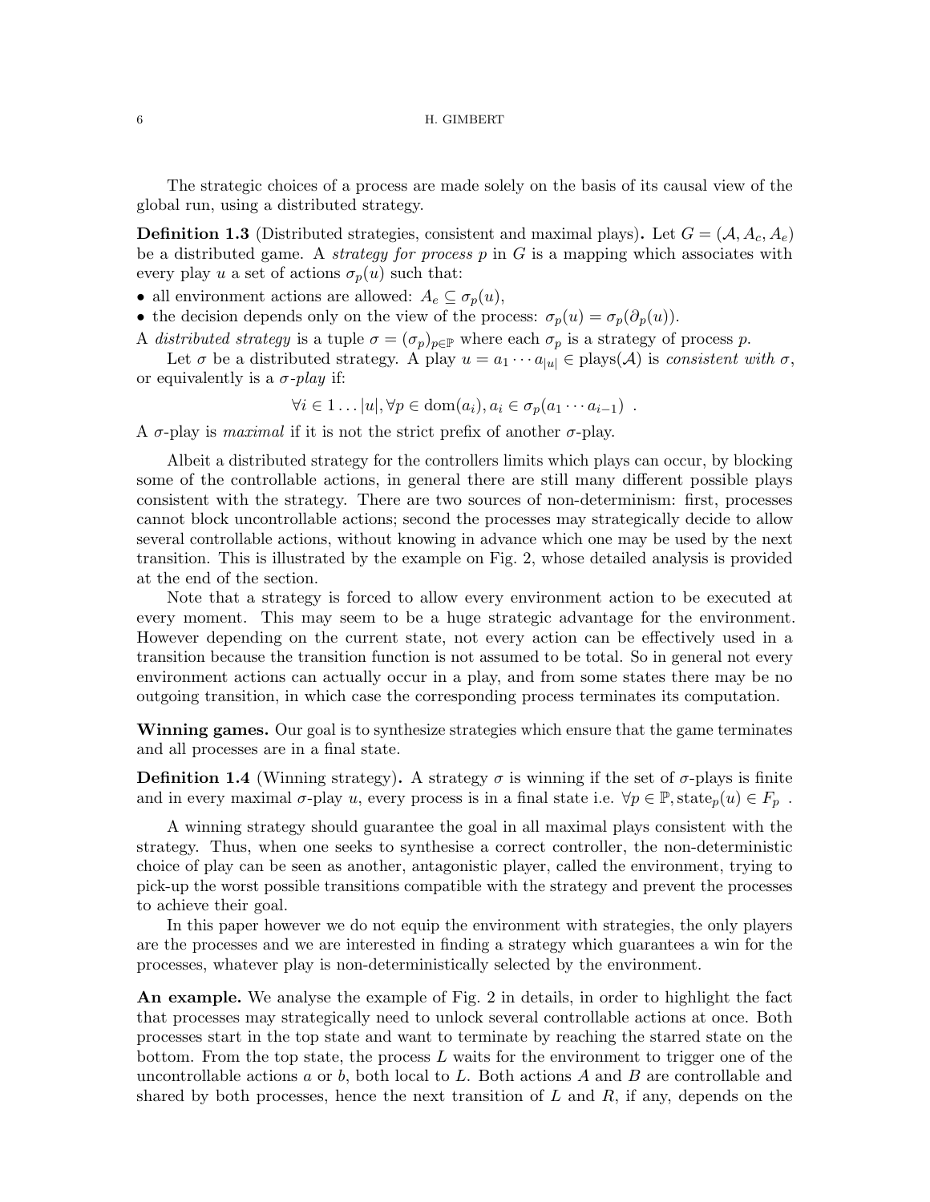The strategic choices of a process are made solely on the basis of its causal view of the global run, using a distributed strategy.

**Definition 1.3** (Distributed strategies, consistent and maximal plays)**.** Let $G = (\mathcal{A}, A_c, A_e)$ be a distributed game. A *strategy for process* $p$ in $G$ is a mapping which associates with every play $u$ a set of actions $\sigma_p(u)$ such that:

- all environment actions are allowed: $A_e \subseteq \sigma_p(u)$,
- the decision depends only on the view of the process: $\sigma_p(u) = \sigma_p(\partial_p(u))$.

A *distributed strategy* is a tuple $\sigma = (\sigma_p)_{p \in \mathbb{P}}$ where each $\sigma_p$ is a strategy of process $p$.

Let $\sigma$ be a distributed strategy. A play $u = a_1 \cdots a_{|u|} \in \text{plays}(\mathcal{A})$ is *consistent with* $\sigma$, or equivalently is a $\sigma$*-play* if:

$$\forall i \in 1 \ldots |u|, \forall p \in \text{dom}(a_i), a_i \in \sigma_p(a_1 \cdots a_{i-1}) \enspace .$$

A $\sigma$-play is *maximal* if it is not the strict prefix of another $\sigma$-play.

Albeit a distributed strategy for the controllers limits which plays can occur, by blocking some of the controllable actions, in general there are still many different possible plays consistent with the strategy. There are two sources of non-determinism: first, processes cannot block uncontrollable actions; second the processes may strategically decide to allow several controllable actions, without knowing in advance which one may be used by the next transition. This is illustrated by the example on Fig. 2, whose detailed analysis is provided at the end of the section.

Note that a strategy is forced to allow every environment action to be executed at every moment. This may seem to be a huge strategic advantage for the environment. However depending on the current state, not every action can be effectively used in a transition because the transition function is not assumed to be total. So in general not every environment actions can actually occur in a play, and from some states there may be no outgoing transition, in which case the corresponding process terminates its computation.

**Winning games.** Our goal is to synthesize strategies which ensure that the game terminates and all processes are in a final state.

**Definition 1.4** (Winning strategy)**.** A strategy $\sigma$ is winning if the set of $\sigma$-plays is finite and in every maximal $\sigma$-play $u$, every process is in a final state i.e. $\forall p \in \mathbb{P}, \text{state}_p(u) \in F_p$ .

A winning strategy should guarantee the goal in all maximal plays consistent with the strategy. Thus, when one seeks to synthesise a correct controller, the non-deterministic choice of play can be seen as another, antagonistic player, called the environment, trying to pick-up the worst possible transitions compatible with the strategy and prevent the processes to achieve their goal.

In this paper however we do not equip the environment with strategies, the only players are the processes and we are interested in finding a strategy which guarantees a win for the processes, whatever play is non-deterministically selected by the environment.

**An example.** We analyse the example of Fig. 2 in details, in order to highlight the fact that processes may strategically need to unlock several controllable actions at once. Both processes start in the top state and want to terminate by reaching the starred state on the bottom. From the top state, the process $L$ waits for the environment to trigger one of the uncontrollable actions $a$ or $b$, both local to $L$. Both actions $A$ and $B$ are controllable and shared by both processes, hence the next transition of $L$ and $R$, if any, depends on the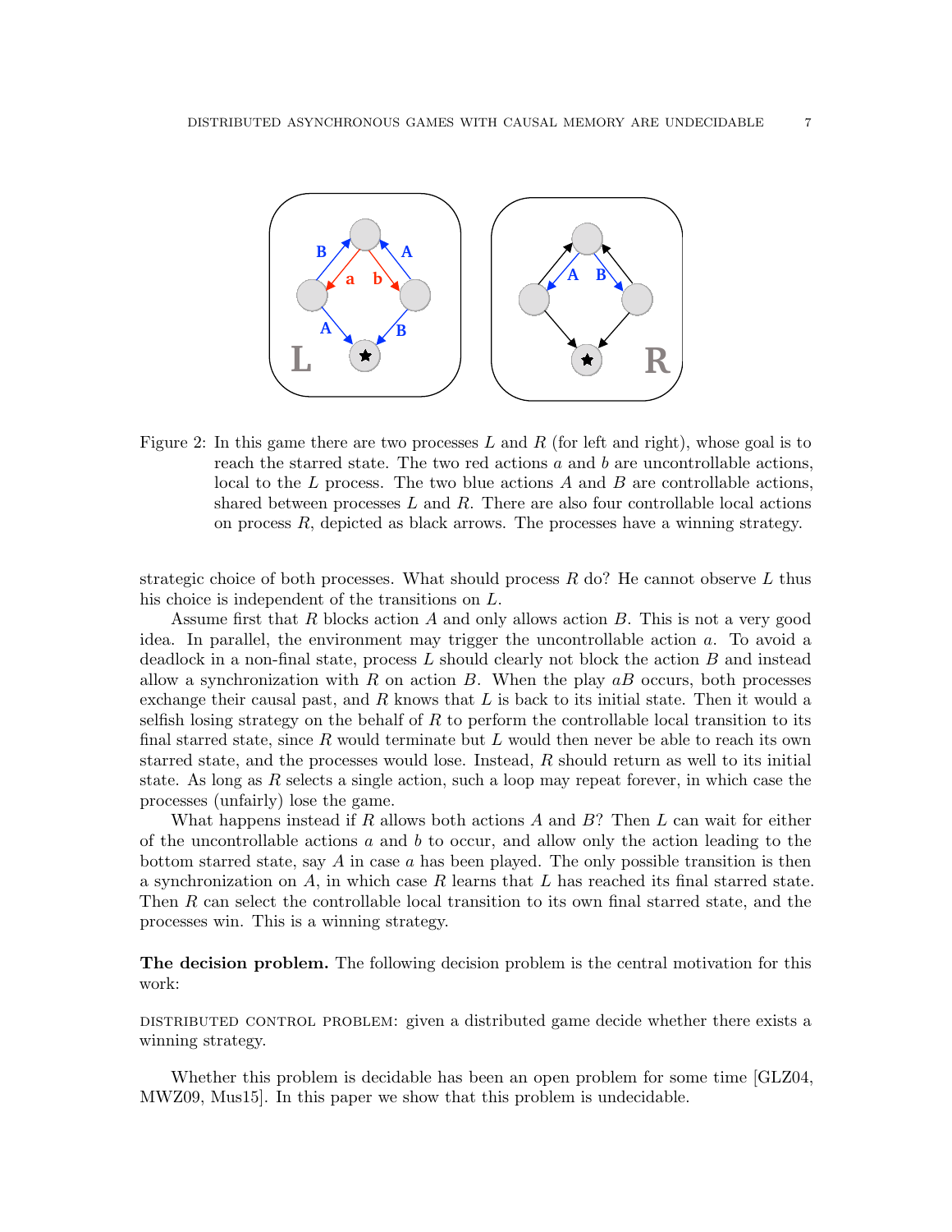Figure 2: In this game there are two processes $L$ and $R$ (for left and right), whose goal is to reach the starred state. The two red actions $a$ and $b$ are uncontrollable actions, local to the $L$ process. The two blue actions $A$ and $B$ are controllable actions, shared between processes $L$ and $R$. There are also four controllable local actions on process $R$, depicted as black arrows. The processes have a winning strategy.

strategic choice of both processes. What should process $R$ do? He cannot observe $L$ thus his choice is independent of the transitions on $L$.

Assume first that $R$ blocks action $A$ and only allows action $B$. This is not a very good idea. In parallel, the environment may trigger the uncontrollable action $a$. To avoid a deadlock in a non-final state, process $L$ should clearly not block the action $B$ and instead allow a synchronization with $R$ on action $B$. When the play $aB$ occurs, both processes exchange their causal past, and $R$ knows that $L$ is back to its initial state. Then it would a selfish losing strategy on the behalf of $R$ to perform the controllable local transition to its final starred state, since $R$ would terminate but $L$ would then never be able to reach its own starred state, and the processes would lose. Instead, $R$ should return as well to its initial state. As long as $R$ selects a single action, such a loop may repeat forever, in which case the processes (unfairly) lose the game.

What happens instead if $R$ allows both actions $A$ and $B$? Then $L$ can wait for either of the uncontrollable actions $a$ and $b$ to occur, and allow only the action leading to the bottom starred state, say $A$ in case $a$ has been played. The only possible transition is then a synchronization on $A$, in which case $R$ learns that $L$ has reached its final starred state. Then $R$ can select the controllable local transition to its own final starred state, and the processes win. This is a winning strategy.

**The decision problem.** The following decision problem is the central motivation for this work:

DISTRIBUTED CONTROL PROBLEM: given a distributed game decide whether there exists a winning strategy.

Whether this problem is decidable has been an open problem for some time [GLZ04, MWZ09, Mus15]. In this paper we show that this problem is undecidable.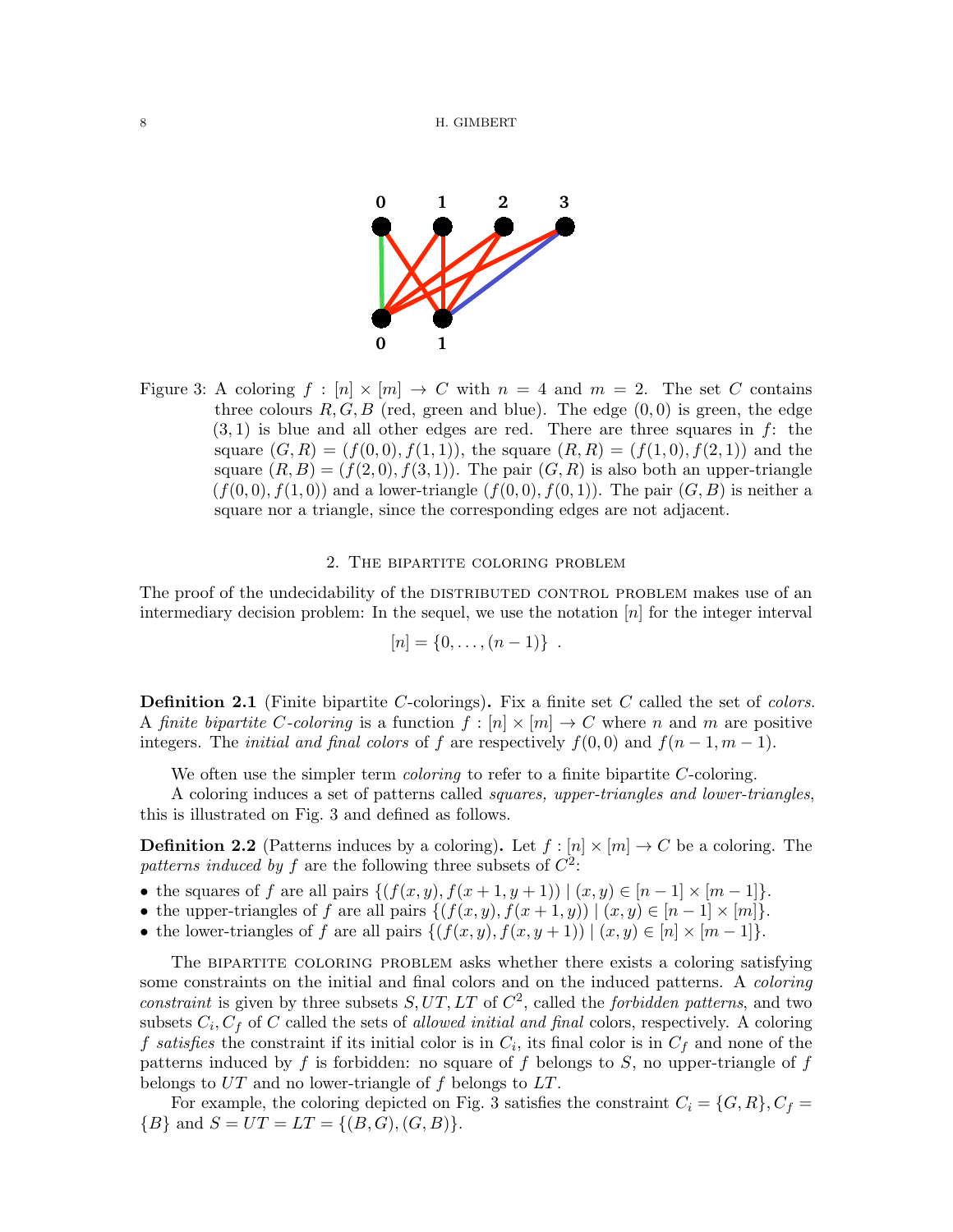Figure 3: A coloring $f : [n] \times [m] \to C$ with $n = 4$ and $m = 2$. The set $C$ contains three colours $R, G, B$ (red, green and blue). The edge $(0, 0)$ is green, the edge $(3, 1)$ is blue and all other edges are red. There are three squares in $f$: the square $(G, R) = (f(0, 0), f(1, 1))$, the square $(R, R) = (f(1, 0), f(2, 1))$ and the square $(R, B) = (f(2, 0), f(3, 1))$. The pair $(G, R)$ is also both an upper-triangle $(f(0, 0), f(1, 0))$ and a lower-triangle $(f(0, 0), f(0, 1))$. The pair $(G, B)$ is neither a square nor a triangle, since the corresponding edges are not adjacent.

## 2. The bipartite coloring problem

The proof of the undecidability of the DISTRIBUTED CONTROL PROBLEM makes use of an intermediary decision problem: In the sequel, we use the notation $[n]$ for the integer interval

$$[n] = \{0, \ldots, (n-1)\} \ .$$

**Definition 2.1** (Finite bipartite $C$-colorings)**.** Fix a finite set $C$ called the set of *colors*. A *finite bipartite $C$-coloring* is a function $f : [n] \times [m] \to C$ where $n$ and $m$ are positive integers. The *initial and final colors* of $f$ are respectively $f(0, 0)$ and $f(n-1, m-1)$.

We often use the simpler term *coloring* to refer to a finite bipartite $C$-coloring.

A coloring induces a set of patterns called *squares, upper-triangles and lower-triangles*, this is illustrated on Fig. 3 and defined as follows.

**Definition 2.2** (Patterns induces by a coloring)**.** Let $f : [n] \times [m] \to C$ be a coloring. The *patterns induced by* $f$ are the following three subsets of $C^2$:

- the squares of $f$ are all pairs $\{(f(x, y), f(x + 1, y + 1)) \mid (x, y) \in [n - 1] \times [m - 1]\}$.
- the upper-triangles of $f$ are all pairs $\{(f(x, y), f(x + 1, y)) \mid (x, y) \in [n - 1] \times [m]\}$.
- the lower-triangles of $f$ are all pairs $\{(f(x, y), f(x, y + 1)) \mid (x, y) \in [n] \times [m - 1]\}$.

The BIPARTITE COLORING PROBLEM asks whether there exists a coloring satisfying some constraints on the initial and final colors and on the induced patterns. A *coloring constraint* is given by three subsets $S, UT, LT$ of $C^2$, called the *forbidden patterns*, and two subsets $C_i, C_f$ of $C$ called the sets of *allowed initial and final* colors, respectively. A coloring $f$ *satisfies* the constraint if its initial color is in $C_i$, its final color is in $C_f$ and none of the patterns induced by $f$ is forbidden: no square of $f$ belongs to $S$, no upper-triangle of $f$ belongs to $UT$ and no lower-triangle of $f$ belongs to $LT$.

For example, the coloring depicted on Fig. 3 satisfies the constraint $C_i = \{G, R\}, C_f = \{B\}$ and $S = UT = LT = \{(B, G), (G, B)\}$.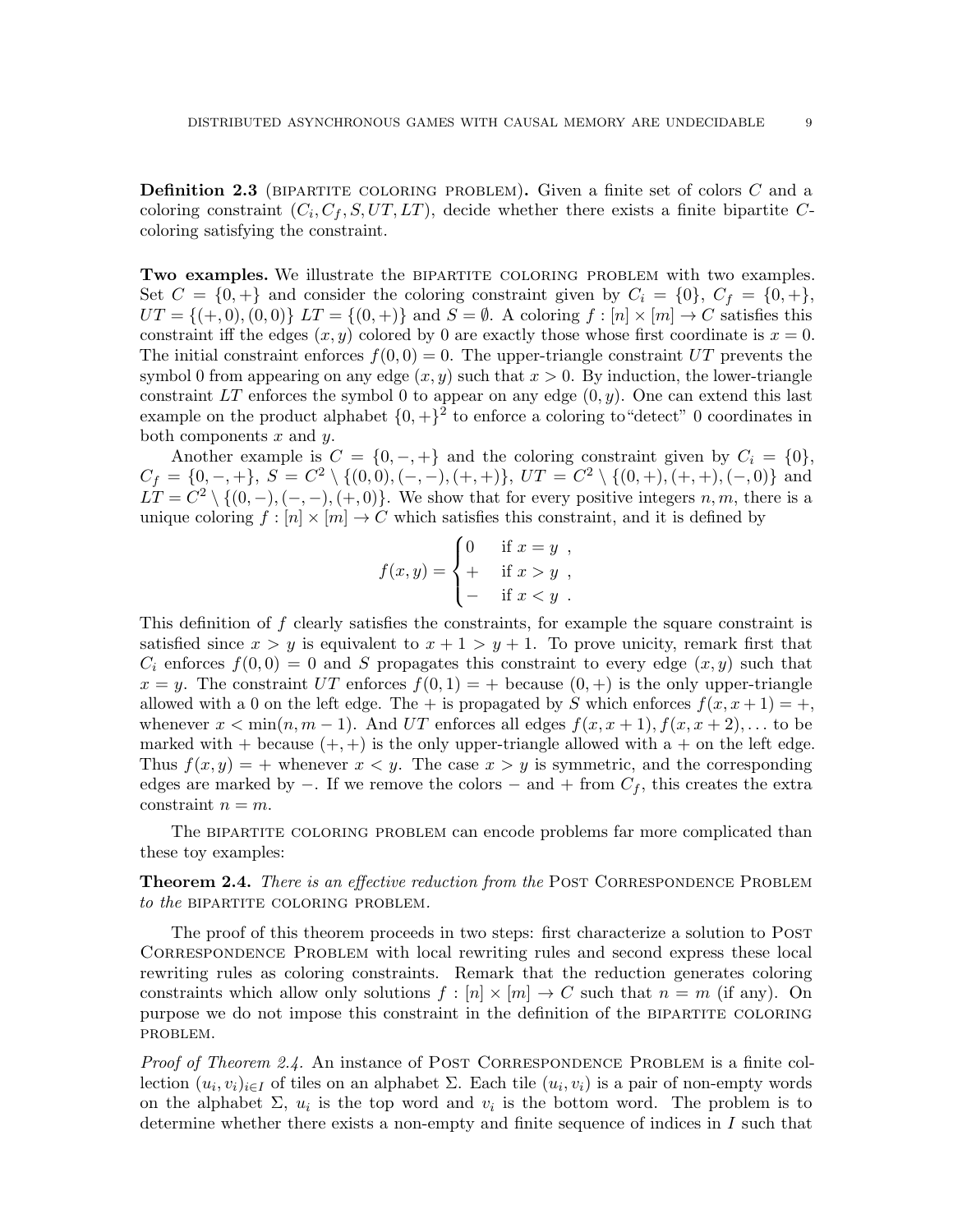**Definition 2.3** (BIPARTITE COLORING PROBLEM)**.** Given a finite set of colors $C$ and a coloring constraint $(C_i, C_f, S, UT, LT)$, decide whether there exists a finite bipartite $C$-coloring satisfying the constraint.

**Two examples.** We illustrate the BIPARTITE COLORING PROBLEM with two examples. Set $C = \{0, +\}$ and consider the coloring constraint given by $C_i = \{0\}$, $C_f = \{0, +\}$, $UT = \{(+, 0), (0, 0)\}$ $LT = \{(0, +)\}$ and $S = \emptyset$. A coloring $f : [n] \times [m] \to C$ satisfies this constraint iff the edges $(x, y)$ colored by 0 are exactly those whose first coordinate is $x = 0$. The initial constraint enforces $f(0, 0) = 0$. The upper-triangle constraint $UT$ prevents the symbol 0 from appearing on any edge $(x, y)$ such that $x > 0$. By induction, the lower-triangle constraint $LT$ enforces the symbol 0 to appear on any edge $(0, y)$. One can extend this last example on the product alphabet $\{0, +\}^2$ to enforce a coloring to"detect" 0 coordinates in both components $x$ and $y$.

Another example is $C = \{0, -, +\}$ and the coloring constraint given by $C_i = \{0\}$, $C_f = \{0, -, +\}$, $S = C^2 \setminus \{(0, 0), (-, -), (+, +)\}$, $UT = C^2 \setminus \{(0, +), (+, +), (-, 0)\}$ and $LT = C^2 \setminus \{(0, -), (-, -), (+, 0)\}$. We show that for every positive integers $n, m$, there is a unique coloring $f : [n] \times [m] \to C$ which satisfies this constraint, and it is defined by

$$f(x, y) = \begin{cases} 0 & \text{if } x = y \ , \\ + & \text{if } x > y \ , \\ - & \text{if } x < y \ . \end{cases}$$

This definition of $f$ clearly satisfies the constraints, for example the square constraint is satisfied since $x > y$ is equivalent to $x + 1 > y + 1$. To prove unicity, remark first that $C_i$ enforces $f(0, 0) = 0$ and $S$ propagates this constraint to every edge $(x, y)$ such that $x = y$. The constraint $UT$ enforces $f(0, 1) = +$ because $(0, +)$ is the only upper-triangle allowed with a 0 on the left edge. The $+$ is propagated by $S$ which enforces $f(x, x + 1) = +$, whenever $x < \min(n, m - 1)$. And $UT$ enforces all edges $f(x, x + 1), f(x, x + 2), \ldots$ to be marked with $+$ because $(+, +)$ is the only upper-triangle allowed with a $+$ on the left edge. Thus $f(x, y) = +$ whenever $x < y$. The case $x > y$ is symmetric, and the corresponding edges are marked by $-$. If we remove the colors $-$ and $+$ from $C_f$, this creates the extra constraint $n = m$.

The BIPARTITE COLORING PROBLEM can encode problems far more complicated than these toy examples:

**Theorem 2.4.** *There is an effective reduction from the* POST CORRESPONDENCE PROBLEM *to the* BIPARTITE COLORING PROBLEM*.*

The proof of this theorem proceeds in two steps: first characterize a solution to POST CORRESPONDENCE PROBLEM with local rewriting rules and second express these local rewriting rules as coloring constraints. Remark that the reduction generates coloring constraints which allow only solutions $f : [n] \times [m] \to C$ such that $n = m$ (if any). On purpose we do not impose this constraint in the definition of the BIPARTITE COLORING PROBLEM.

*Proof of Theorem 2.4.* An instance of POST CORRESPONDENCE PROBLEM is a finite collection $(u_i, v_i)_{i \in I}$ of tiles on an alphabet $\Sigma$. Each tile $(u_i, v_i)$ is a pair of non-empty words on the alphabet $\Sigma$, $u_i$ is the top word and $v_i$ is the bottom word. The problem is to determine whether there exists a non-empty and finite sequence of indices in $I$ such that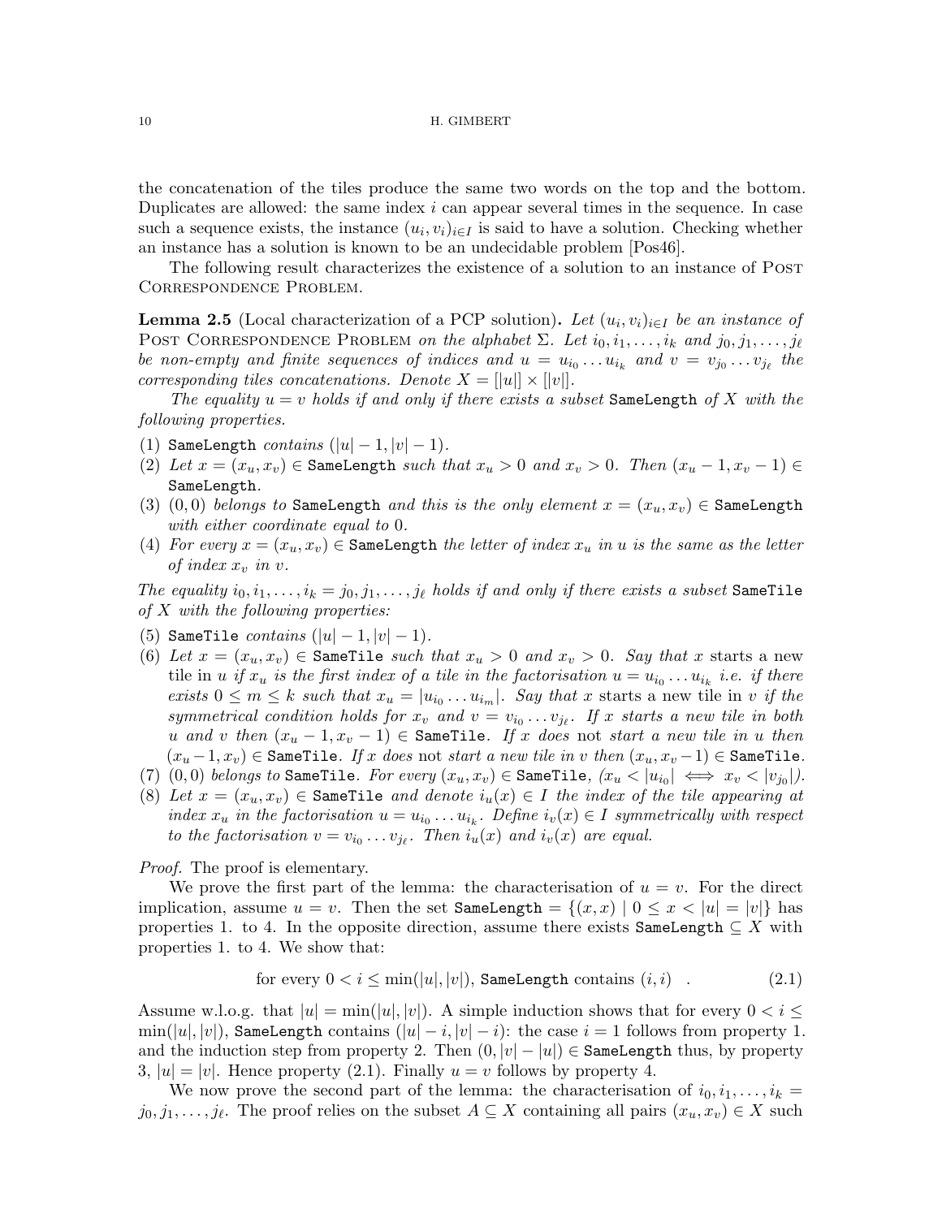the concatenation of the tiles produce the same two words on the top and the bottom. Duplicates are allowed: the same index $i$ can appear several times in the sequence. In case such a sequence exists, the instance $(u_i, v_i)_{i \in I}$ is said to have a solution. Checking whether an instance has a solution is known to be an undecidable problem [Pos46].

The following result characterizes the existence of a solution to an instance of Post Correspondence Problem.

**Lemma 2.5** (Local characterization of a PCP solution)**.** *Let $(u_i, v_i)_{i\in I}$ be an instance of* Post Correspondence Problem *on the alphabet $\Sigma$. Let $i_0, i_1, \ldots, i_k$ and $j_0, j_1, \ldots, j_\ell$ be non-empty and finite sequences of indices and $u = u_{i_0} \ldots u_{i_k}$ and $v = v_{j_0} \ldots v_{j_\ell}$ the corresponding tiles concatenations. Denote $X = [|u|] \times [|v|]$.*

*The equality $u = v$ holds if and only if there exists a subset* `SameLength` *of $X$ with the following properties.*

1. `SameLength` *contains $(|u| - 1, |v| - 1)$.*
2. *Let $x = (x_u, x_v) \in$* `SameLength` *such that $x_u > 0$ and $x_v > 0$. Then $(x_u - 1, x_v - 1) \in$* `SameLength`*.*
3. *$(0, 0)$ belongs to* `SameLength` *and this is the only element $x = (x_u, x_v) \in$* `SameLength` *with either coordinate equal to $0$.*
4. *For every $x = (x_u, x_v) \in$* `SameLength` *the letter of index $x_u$ in $u$ is the same as the letter of index $x_v$ in $v$.*

*The equality $i_0, i_1, \ldots, i_k = j_0, j_1, \ldots, j_\ell$ holds if and only if there exists a subset* `SameTile` *of $X$ with the following properties:*

5. `SameTile` *contains $(|u| - 1, |v| - 1)$.*
6. *Let $x = (x_u, x_v) \in$* `SameTile` *such that $x_u > 0$ and $x_v > 0$. Say that $x$* starts a new tile in $u$ *if $x_u$ is the first index of a tile in the factorisation $u = u_{i_0} \ldots u_{i_k}$ i.e. if there exists $0 \le m \le k$ such that $x_u = |u_{i_0} \ldots u_{i_m}|$. Say that $x$* starts a new tile in $v$ *if the symmetrical condition holds for $x_v$ and $v = v_{i_0} \ldots v_{j_\ell}$. If $x$ starts a new tile in both $u$ and $v$ then $(x_u - 1, x_v - 1) \in$* `SameTile`*. If $x$ does* not *start a new tile in $u$ then $(x_u - 1, x_v) \in$* `SameTile`*. If $x$ does* not *start a new tile in $v$ then $(x_u, x_v - 1) \in$* `SameTile`*.*
7. *$(0, 0)$ belongs to* `SameTile`*. For every $(x_u, x_v) \in$* `SameTile`*, $(x_u < |u_{i_0}| \iff x_v < |v_{j_0}|)$.*
8. *Let $x = (x_u, x_v) \in$* `SameTile` *and denote $i_u(x) \in I$ the index of the tile appearing at index $x_u$ in the factorisation $u = u_{i_0} \ldots u_{i_k}$. Define $i_v(x) \in I$ symmetrically with respect to the factorisation $v = v_{i_0} \ldots v_{j_\ell}$. Then $i_u(x)$ and $i_v(x)$ are equal.*

*Proof.* The proof is elementary.

We prove the first part of the lemma: the characterisation of $u = v$. For the direct implication, assume $u = v$. Then the set `SameLength` $= \{(x, x) \mid 0 \le x < |u| = |v|\}$ has properties 1. to 4. In the opposite direction, assume there exists `SameLength` $\subseteq X$ with properties 1. to 4. We show that:

$$\text{for every } 0 < i \le \min(|u|, |v|), \texttt{SameLength} \text{ contains } (i, i) \quad . \tag{2.1}$$

Assume w.l.o.g. that $|u| = \min(|u|, |v|)$. A simple induction shows that for every $0 < i \le \min(|u|, |v|)$, `SameLength` contains $(|u| - i, |v| - i)$: the case $i = 1$ follows from property 1. and the induction step from property 2. Then $(0, |v| - |u|) \in$ `SameLength` thus, by property 3, $|u| = |v|$. Hence property (2.1). Finally $u = v$ follows by property 4.

We now prove the second part of the lemma: the characterisation of $i_0, i_1, \ldots, i_k = j_0, j_1, \ldots, j_\ell$. The proof relies on the subset $A \subseteq X$ containing all pairs $(x_u, x_v) \in X$ such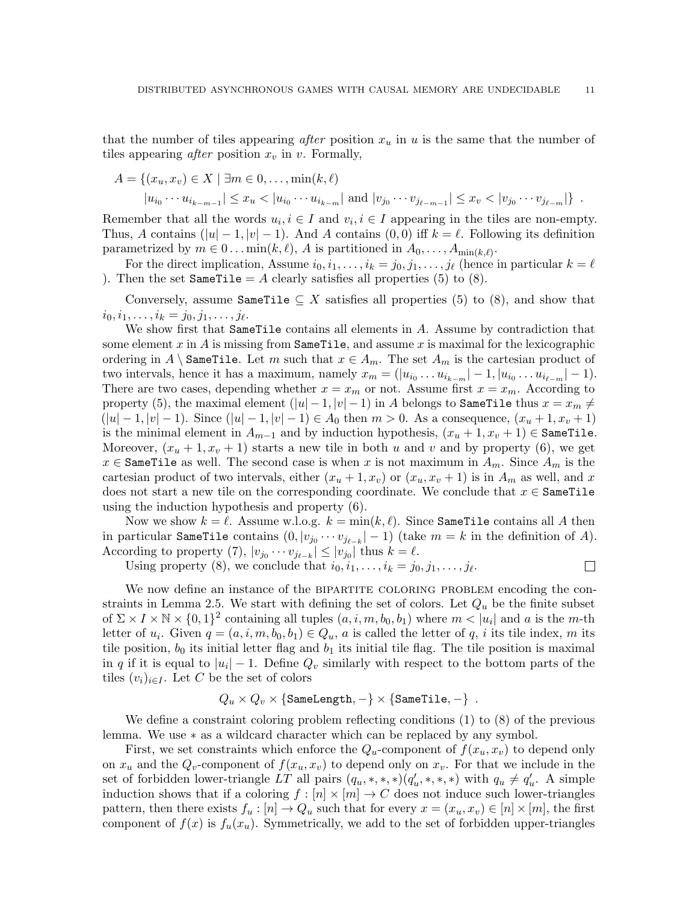that the number of tiles appearing *after* position $x_u$ in $u$ is the same that the number of tiles appearing *after* position $x_v$ in $v$. Formally,

$$A = \{(x_u, x_v) \in X \mid \exists m \in 0, \ldots, \min(k, \ell)$$
$$|u_{i_0} \cdots u_{i_{k-m-1}}| \leq x_u < |u_{i_0} \cdots u_{i_{k-m}}| \text{ and } |v_{j_0} \cdots v_{j_{\ell-m-1}}| \leq x_v < |v_{j_0} \cdots v_{j_{\ell-m}}|\} \ .$$

Remember that all the words $u_i, i \in I$ and $v_i, i \in I$ appearing in the tiles are non-empty. Thus, $A$ contains $(|u|-1, |v|-1)$. And $A$ contains $(0,0)$ iff $k = \ell$. Following its definition parametrized by $m \in 0 \ldots \min(k, \ell)$, $A$ is partitioned in $A_0, \ldots, A_{\min(k,\ell)}$.

For the direct implication, Assume $i_0, i_1, \ldots, i_k = j_0, j_1, \ldots, j_\ell$ (hence in particular $k = \ell$ ). Then the set `SameTile` $= A$ clearly satisfies all properties (5) to (8).

Conversely, assume `SameTile` $\subseteq X$ satisfies all properties (5) to (8), and show that $i_0, i_1, \ldots, i_k = j_0, j_1, \ldots, j_\ell$.

We show first that `SameTile` contains all elements in $A$. Assume by contradiction that some element $x$ in $A$ is missing from `SameTile`, and assume $x$ is maximal for the lexicographic ordering in $A \setminus$ `SameTile`. Let $m$ such that $x \in A_m$. The set $A_m$ is the cartesian product of two intervals, hence it has a maximum, namely $x_m = (|u_{i_0} \ldots u_{i_{k-m}}| - 1, |u_{i_0} \ldots u_{i_{\ell-m}}| - 1)$. There are two cases, depending whether $x = x_m$ or not. Assume first $x = x_m$. According to property (5), the maximal element $(|u|-1, |v|-1)$ in $A$ belongs to `SameTile` thus $x = x_m \neq (|u|-1, |v|-1)$. Since $(|u|-1, |v|-1) \in A_0$ then $m > 0$. As a consequence, $(x_u + 1, x_v + 1)$ is the minimal element in $A_{m-1}$ and by induction hypothesis, $(x_u + 1, x_v + 1) \in$ `SameTile`. Moreover, $(x_u + 1, x_v + 1)$ starts a new tile in both $u$ and $v$ and by property (6), we get $x \in$ `SameTile` as well. The second case is when $x$ is not maximum in $A_m$. Since $A_m$ is the cartesian product of two intervals, either $(x_u + 1, x_v)$ or $(x_u, x_v + 1)$ is in $A_m$ as well, and $x$ does not start a new tile on the corresponding coordinate. We conclude that $x \in$ `SameTile` using the induction hypothesis and property (6).

Now we show $k = \ell$. Assume w.l.o.g. $k = \min(k, \ell)$. Since `SameTile` contains all $A$ then in particular `SameTile` contains $(0, |v_{j_0} \cdots v_{j_{\ell-k}}| - 1)$ (take $m = k$ in the definition of $A$). According to property (7), $|v_{j_0} \cdots v_{j_{\ell-k}}| \leq |v_{j_0}|$ thus $k = \ell$.

Using property (8), we conclude that $i_0, i_1, \ldots, i_k = j_0, j_1, \ldots, j_\ell$. □

We now define an instance of the BIPARTITE COLORING PROBLEM encoding the constraints in Lemma 2.5. We start with defining the set of colors. Let $Q_u$ be the finite subset of $\Sigma \times I \times \mathbb{N} \times \{0,1\}^2$ containing all tuples $(a, i, m, b_0, b_1)$ where $m < |u_i|$ and $a$ is the $m$-th letter of $u_i$. Given $q = (a, i, m, b_0, b_1) \in Q_u$, $a$ is called the letter of $q$, $i$ its tile index, $m$ its tile position, $b_0$ its initial letter flag and $b_1$ its initial tile flag. The tile position is maximal in $q$ if it is equal to $|u_i| - 1$. Define $Q_v$ similarly with respect to the bottom parts of the tiles $(v_i)_{i \in I}$. Let $C$ be the set of colors

$$Q_u \times Q_v \times \{\texttt{SameLength}, -\} \times \{\texttt{SameTile}, -\} \ .$$

We define a constraint coloring problem reflecting conditions (1) to (8) of the previous lemma. We use $*$ as a wildcard character which can be replaced by any symbol.

First, we set constraints which enforce the $Q_u$-component of $f(x_u, x_v)$ to depend only on $x_u$ and the $Q_v$-component of $f(x_u, x_v)$ to depend only on $x_v$. For that we include in the set of forbidden lower-triangle $LT$ all pairs $(q_u, *, *, *)(q'_u, *, *, *)$ with $q_u \neq q'_u$. A simple induction shows that if a coloring $f : [n] \times [m] \to C$ does not induce such lower-triangles pattern, then there exists $f_u : [n] \to Q_u$ such that for every $x = (x_u, x_v) \in [n] \times [m]$, the first component of $f(x)$ is $f_u(x_u)$. Symmetrically, we add to the set of forbidden upper-triangles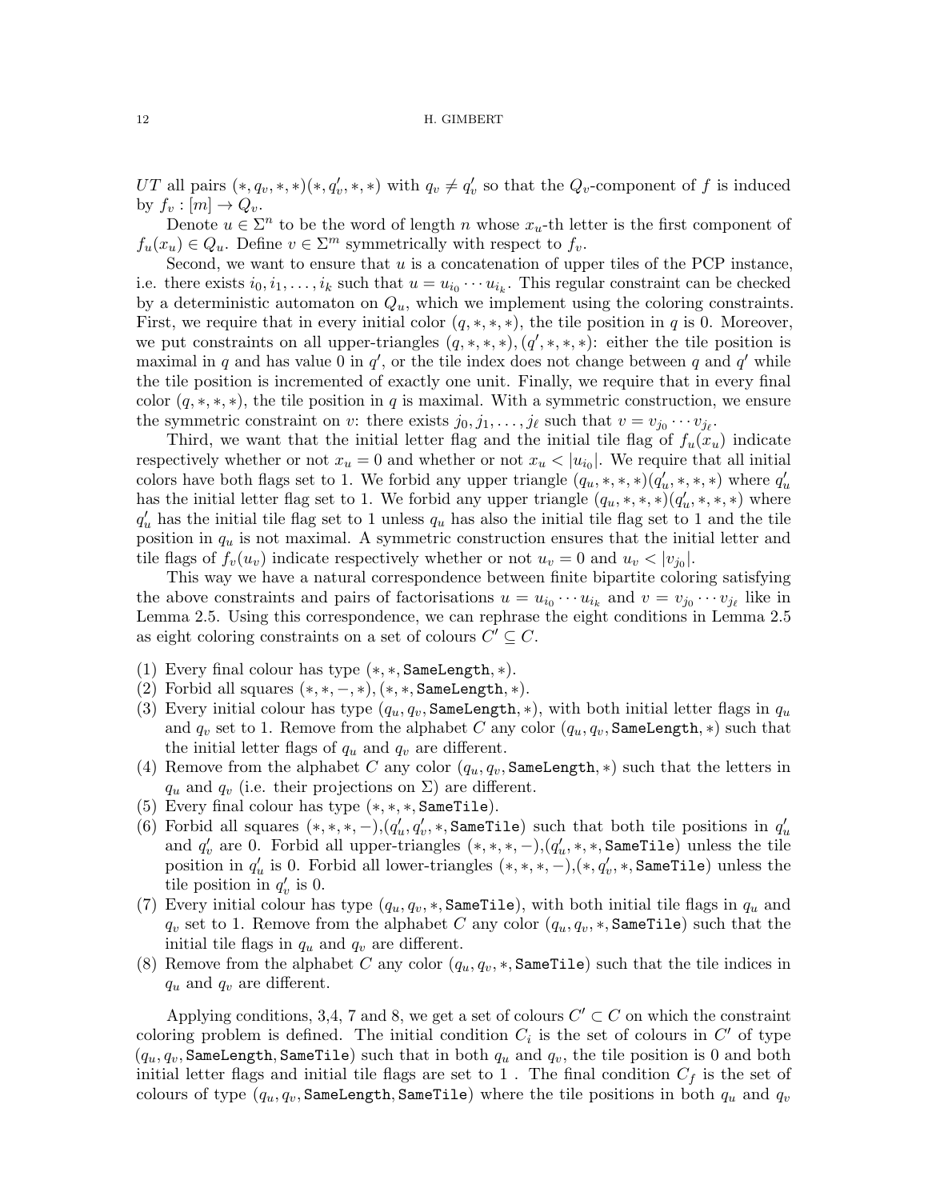$UT$ all pairs $(*, q_v, *, *)(*, q_v', *, *)$ with $q_v \neq q_v'$ so that the $Q_v$-component of $f$ is induced by $f_v : [m] \to Q_v$.

Denote $u \in \Sigma^n$ to be the word of length $n$ whose $x_u$-th letter is the first component of $f_u(x_u) \in Q_u$. Define $v \in \Sigma^m$ symmetrically with respect to $f_v$.

Second, we want to ensure that $u$ is a concatenation of upper tiles of the PCP instance, i.e. there exists $i_0, i_1, \ldots, i_k$ such that $u = u_{i_0} \cdots u_{i_k}$. This regular constraint can be checked by a deterministic automaton on $Q_u$, which we implement using the coloring constraints. First, we require that in every initial color $(q, *, *, *)$, the tile position in $q$ is 0. Moreover, we put constraints on all upper-triangles $(q, *, *, *), (q', *, *, *)$: either the tile position is maximal in $q$ and has value 0 in $q'$, or the tile index does not change between $q$ and $q'$ while the tile position is incremented of exactly one unit. Finally, we require that in every final color $(q, *, *, *)$, the tile position in $q$ is maximal. With a symmetric construction, we ensure the symmetric constraint on $v$: there exists $j_0, j_1, \ldots, j_\ell$ such that $v = v_{j_0} \cdots v_{j_\ell}$.

Third, we want that the initial letter flag and the initial tile flag of $f_u(x_u)$ indicate respectively whether or not $x_u = 0$ and whether or not $x_u < |u_{i_0}|$. We require that all initial colors have both flags set to 1. We forbid any upper triangle $(q_u, *, *, *)(q_u', *, *, *)$ where $q_u'$ has the initial letter flag set to 1. We forbid any upper triangle $(q_u, *, *, *)(q_u', *, *, *)$ where $q_u'$ has the initial tile flag set to 1 unless $q_u$ has also the initial tile flag set to 1 and the tile position in $q_u$ is not maximal. A symmetric construction ensures that the initial letter and tile flags of $f_v(u_v)$ indicate respectively whether or not $u_v = 0$ and $u_v < |v_{j_0}|$.

This way we have a natural correspondence between finite bipartite coloring satisfying the above constraints and pairs of factorisations $u = u_{i_0} \cdots u_{i_k}$ and $v = v_{j_0} \cdots v_{j_\ell}$ like in Lemma 2.5. Using this correspondence, we can rephrase the eight conditions in Lemma 2.5 as eight coloring constraints on a set of colours $C' \subseteq C$.

(1) Every final colour has type $(*, *, \texttt{SameLength}, *)$.
(2) Forbid all squares $(*, *, -, *), (*, *, \texttt{SameLength}, *)$.
(3) Every initial colour has type $(q_u, q_v, \texttt{SameLength}, *)$, with both initial letter flags in $q_u$ and $q_v$ set to 1. Remove from the alphabet $C$ any color $(q_u, q_v, \texttt{SameLength}, *)$ such that the initial letter flags of $q_u$ and $q_v$ are different.
(4) Remove from the alphabet $C$ any color $(q_u, q_v, \texttt{SameLength}, *)$ such that the letters in $q_u$ and $q_v$ (i.e. their projections on $\Sigma$) are different.
(5) Every final colour has type $(*, *, *, \texttt{SameTile})$.
(6) Forbid all squares $(*, *, *, -)$,$(q_u', q_v', *, \texttt{SameTile})$ such that both tile positions in $q_u'$ and $q_v'$ are 0. Forbid all upper-triangles $(*, *, *, -)$,$(q_u', *, *, \texttt{SameTile})$ unless the tile position in $q_u'$ is 0. Forbid all lower-triangles $(*, *, *, -)$,$(*, q_v', *, \texttt{SameTile})$ unless the tile position in $q_v'$ is 0.
(7) Every initial colour has type $(q_u, q_v, *, \texttt{SameTile})$, with both initial tile flags in $q_u$ and $q_v$ set to 1. Remove from the alphabet $C$ any color $(q_u, q_v, *, \texttt{SameTile})$ such that the initial tile flags in $q_u$ and $q_v$ are different.
(8) Remove from the alphabet $C$ any color $(q_u, q_v, *, \texttt{SameTile})$ such that the tile indices in $q_u$ and $q_v$ are different.

Applying conditions, 3,4, 7 and 8, we get a set of colours $C' \subset C$ on which the constraint coloring problem is defined. The initial condition $C_i$ is the set of colours in $C'$ of type $(q_u, q_v, \texttt{SameLength}, \texttt{SameTile})$ such that in both $q_u$ and $q_v$, the tile position is 0 and both initial letter flags and initial tile flags are set to 1 . The final condition $C_f$ is the set of colours of type $(q_u, q_v, \texttt{SameLength}, \texttt{SameTile})$ where the tile positions in both $q_u$ and $q_v$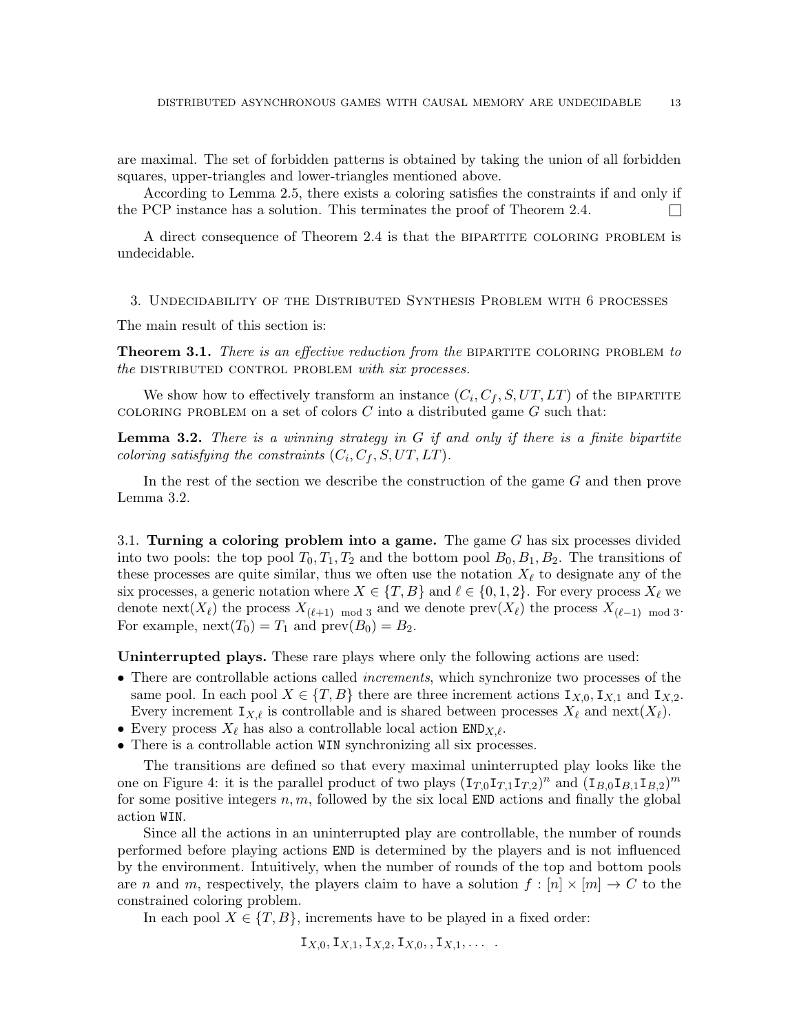are maximal. The set of forbidden patterns is obtained by taking the union of all forbidden squares, upper-triangles and lower-triangles mentioned above.

According to Lemma 2.5, there exists a coloring satisfies the constraints if and only if the PCP instance has a solution. This terminates the proof of Theorem 2.4. □

A direct consequence of Theorem 2.4 is that the BIPARTITE COLORING PROBLEM is undecidable.

## 3. Undecidability of the Distributed Synthesis Problem with 6 processes

The main result of this section is:

**Theorem 3.1.** *There is an effective reduction from the* BIPARTITE COLORING PROBLEM *to the* DISTRIBUTED CONTROL PROBLEM *with six processes.*

We show how to effectively transform an instance $(C_i, C_f, S, UT, LT)$ of the BIPARTITE COLORING PROBLEM on a set of colors $C$ into a distributed game $G$ such that:

**Lemma 3.2.** *There is a winning strategy in $G$ if and only if there is a finite bipartite coloring satisfying the constraints $(C_i, C_f, S, UT, LT)$.*

In the rest of the section we describe the construction of the game $G$ and then prove Lemma 3.2.

### 3.1. Turning a coloring problem into a game.

The game $G$ has six processes divided into two pools: the top pool $T_0, T_1, T_2$ and the bottom pool $B_0, B_1, B_2$. The transitions of these processes are quite similar, thus we often use the notation $X_\ell$ to designate any of the six processes, a generic notation where $X \in \{T, B\}$ and $\ell \in \{0, 1, 2\}$. For every process $X_\ell$ we denote $\text{next}(X_\ell)$ the process $X_{(\ell+1) \mod 3}$ and we denote $\text{prev}(X_\ell)$ the process $X_{(\ell-1) \mod 3}$. For example, $\text{next}(T_0) = T_1$ and $\text{prev}(B_0) = B_2$.

**Uninterrupted plays.** These rare plays where only the following actions are used:

- There are controllable actions called *increments*, which synchronize two processes of the same pool. In each pool $X \in \{T, B\}$ there are three increment actions $\mathtt{I}_{X,0}, \mathtt{I}_{X,1}$ and $\mathtt{I}_{X,2}$. Every increment $\mathtt{I}_{X,\ell}$ is controllable and is shared between processes $X_\ell$ and $\text{next}(X_\ell)$.
- Every process $X_\ell$ has also a controllable local action $\mathtt{END}_{X,\ell}$.
- There is a controllable action WIN synchronizing all six processes.

The transitions are defined so that every maximal uninterrupted play looks like the one on Figure 4: it is the parallel product of two plays $(\mathtt{I}_{T,0}\mathtt{I}_{T,1}\mathtt{I}_{T,2})^n$ and $(\mathtt{I}_{B,0}\mathtt{I}_{B,1}\mathtt{I}_{B,2})^m$ for some positive integers $n, m$, followed by the six local END actions and finally the global action WIN.

Since all the actions in an uninterrupted play are controllable, the number of rounds performed before playing actions END is determined by the players and is not influenced by the environment. Intuitively, when the number of rounds of the top and bottom pools are $n$ and $m$, respectively, the players claim to have a solution $f : [n] \times [m] \to C$ to the constrained coloring problem.

In each pool $X \in \{T, B\}$, increments have to be played in a fixed order:

$$\mathtt{I}_{X,0}, \mathtt{I}_{X,1}, \mathtt{I}_{X,2}, \mathtt{I}_{X,0}, , \mathtt{I}_{X,1}, \ldots \ .$$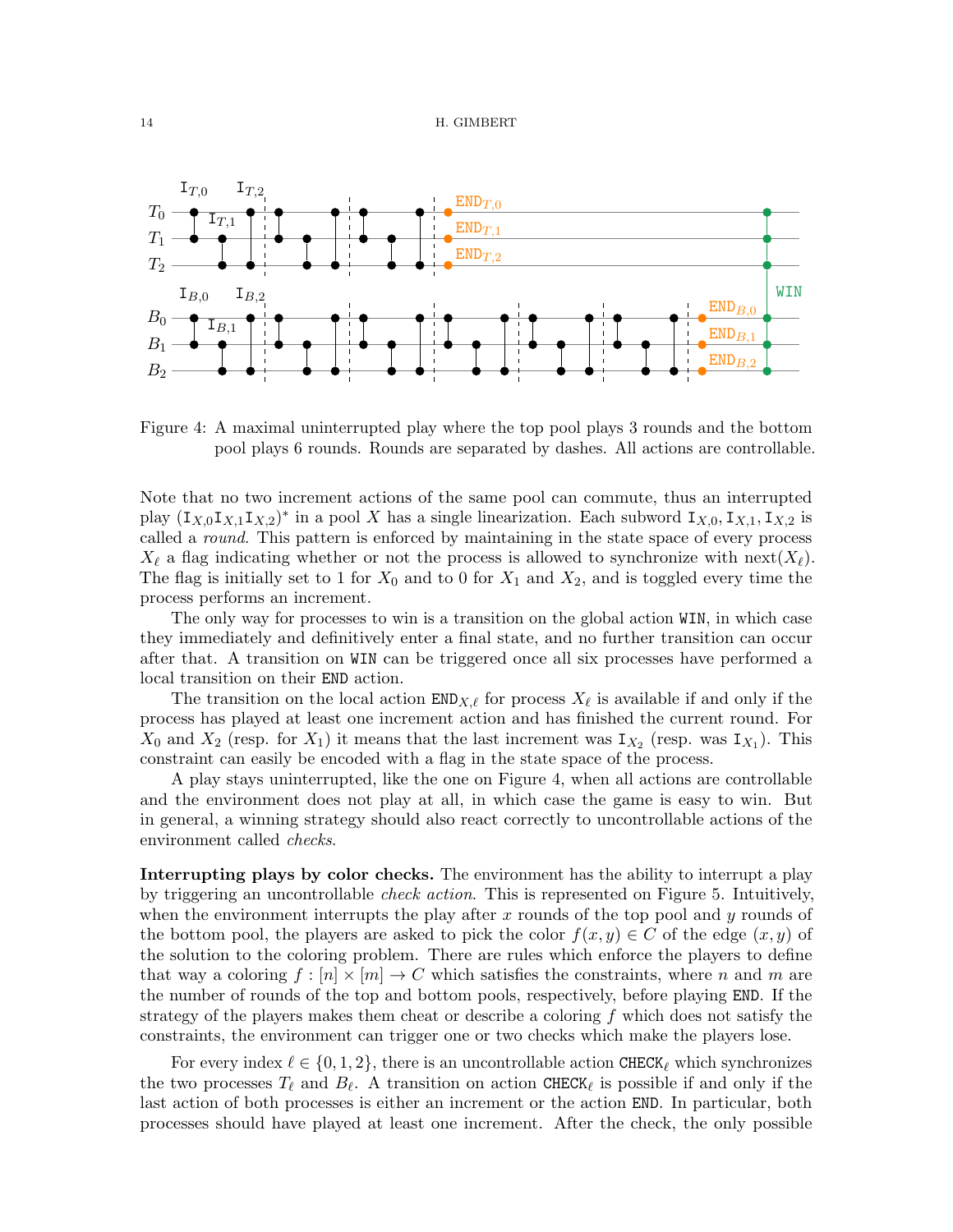Figure 4: A maximal uninterrupted play where the top pool plays 3 rounds and the bottom pool plays 6 rounds. Rounds are separated by dashes. All actions are controllable.

Note that no two increment actions of the same pool can commute, thus an interrupted play $(\mathtt{I}_{X,0}\mathtt{I}_{X,1}\mathtt{I}_{X,2})^*$ in a pool $X$ has a single linearization. Each subword $\mathtt{I}_{X,0}, \mathtt{I}_{X,1}, \mathtt{I}_{X,2}$ is called a *round*. This pattern is enforced by maintaining in the state space of every process $X_\ell$ a flag indicating whether or not the process is allowed to synchronize with $\text{next}(X_\ell)$. The flag is initially set to 1 for $X_0$ and to 0 for $X_1$ and $X_2$, and is toggled every time the process performs an increment.

The only way for processes to win is a transition on the global action WIN, in which case they immediately and definitively enter a final state, and no further transition can occur after that. A transition on WIN can be triggered once all six processes have performed a local transition on their END action.

The transition on the local action $\mathtt{END}_{X,\ell}$ for process $X_\ell$ is available if and only if the process has played at least one increment action and has finished the current round. For $X_0$ and $X_2$ (resp. for $X_1$) it means that the last increment was $\mathtt{I}_{X_2}$ (resp. was $\mathtt{I}_{X_1}$). This constraint can easily be encoded with a flag in the state space of the process.

A play stays uninterrupted, like the one on Figure 4, when all actions are controllable and the environment does not play at all, in which case the game is easy to win. But in general, a winning strategy should also react correctly to uncontrollable actions of the environment called *checks*.

**Interrupting plays by color checks.** The environment has the ability to interrupt a play by triggering an uncontrollable *check action*. This is represented on Figure 5. Intuitively, when the environment interrupts the play after $x$ rounds of the top pool and $y$ rounds of the bottom pool, the players are asked to pick the color $f(x, y) \in C$ of the edge $(x, y)$ of the solution to the coloring problem. There are rules which enforce the players to define that way a coloring $f : [n] \times [m] \to C$ which satisfies the constraints, where $n$ and $m$ are the number of rounds of the top and bottom pools, respectively, before playing END. If the strategy of the players makes them cheat or describe a coloring $f$ which does not satisfy the constraints, the environment can trigger one or two checks which make the players lose.

For every index $\ell \in \{0, 1, 2\}$, there is an uncontrollable action $\mathtt{CHECK}_\ell$ which synchronizes the two processes $T_\ell$ and $B_\ell$. A transition on action $\mathtt{CHECK}_\ell$ is possible if and only if the last action of both processes is either an increment or the action END. In particular, both processes should have played at least one increment. After the check, the only possible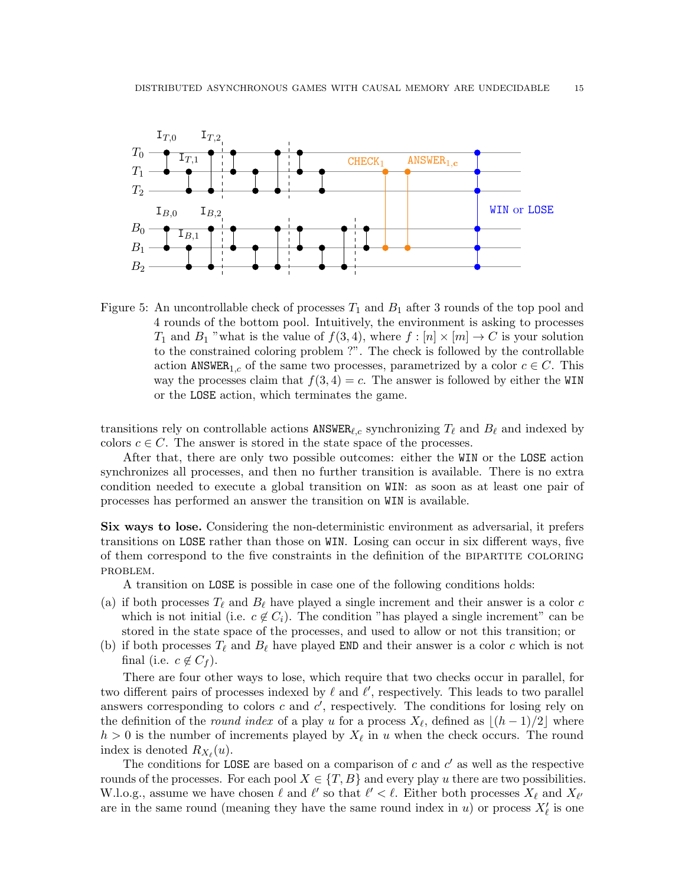Figure 5: An uncontrollable check of processes $T_1$ and $B_1$ after 3 rounds of the top pool and 4 rounds of the bottom pool. Intuitively, the environment is asking to processes $T_1$ and $B_1$ "what is the value of $f(3, 4)$, where $f : [n] \times [m] \to C$ is your solution to the constrained coloring problem ?". The check is followed by the controllable action $\texttt{ANSWER}_{1,c}$ of the same two processes, parametrized by a color $c \in C$. This way the processes claim that $f(3, 4) = c$. The answer is followed by either the WIN or the LOSE action, which terminates the game.

transitions rely on controllable actions $\texttt{ANSWER}_{\ell,c}$ synchronizing $T_\ell$ and $B_\ell$ and indexed by colors $c \in C$. The answer is stored in the state space of the processes.

After that, there are only two possible outcomes: either the WIN or the LOSE action synchronizes all processes, and then no further transition is available. There is no extra condition needed to execute a global transition on WIN: as soon as at least one pair of processes has performed an answer the transition on WIN is available.

**Six ways to lose.** Considering the non-deterministic environment as adversarial, it prefers transitions on LOSE rather than those on WIN. Losing can occur in six different ways, five of them correspond to the five constraints in the definition of the BIPARTITE COLORING PROBLEM.

A transition on LOSE is possible in case one of the following conditions holds:

(a) if both processes $T_\ell$ and $B_\ell$ have played a single increment and their answer is a color $c$ which is not initial (i.e. $c \notin C_i$). The condition "has played a single increment" can be stored in the state space of the processes, and used to allow or not this transition; or
(b) if both processes $T_\ell$ and $B_\ell$ have played END and their answer is a color $c$ which is not final (i.e. $c \notin C_f$).

There are four other ways to lose, which require that two checks occur in parallel, for two different pairs of processes indexed by $\ell$ and $\ell'$, respectively. This leads to two parallel answers corresponding to colors $c$ and $c'$, respectively. The conditions for losing rely on the definition of the *round index* of a play $u$ for a process $X_\ell$, defined as $\lfloor (h-1)/2 \rfloor$ where $h > 0$ is the number of increments played by $X_\ell$ in $u$ when the check occurs. The round index is denoted $R_{X_\ell}(u)$.

The conditions for LOSE are based on a comparison of $c$ and $c'$ as well as the respective rounds of the processes. For each pool $X \in \{T, B\}$ and every play $u$ there are two possibilities. W.l.o.g., assume we have chosen $\ell$ and $\ell'$ so that $\ell' < \ell$. Either both processes $X_\ell$ and $X_{\ell'}$ are in the same round (meaning they have the same round index in $u$) or process $X'_\ell$ is one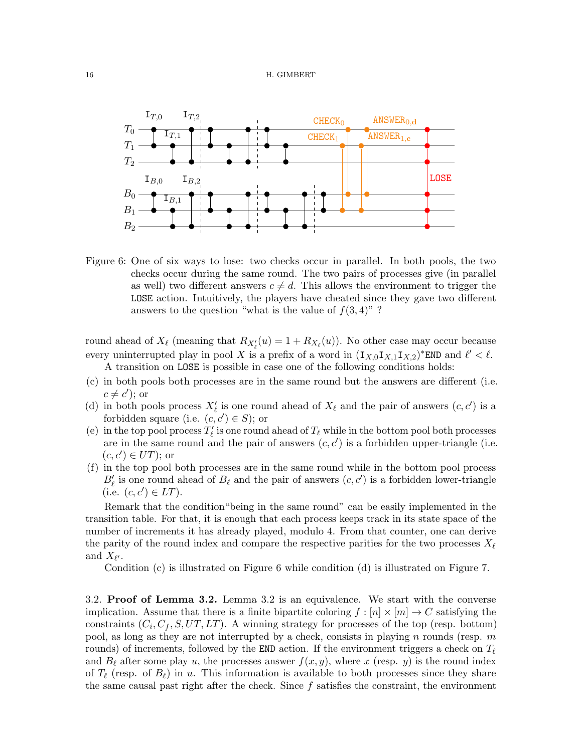Figure 6: One of six ways to lose: two checks occur in parallel. In both pools, the two checks occur during the same round. The two pairs of processes give (in parallel as well) two different answers $c \neq d$. This allows the environment to trigger the LOSE action. Intuitively, the players have cheated since they gave two different answers to the question "what is the value of $f(3,4)$" ?

round ahead of $X_\ell$ (meaning that $R_{X'_\ell}(u) = 1 + R_{X_\ell}(u)$). No other case may occur because every uninterrupted play in pool $X$ is a prefix of a word in $(\mathtt{I}_{X,0}\mathtt{I}_{X,1}\mathtt{I}_{X,2})^*\mathtt{END}$ and $\ell' < \ell$.

A transition on LOSE is possible in case one of the following conditions holds:

(c) in both pools both processes are in the same round but the answers are different (i.e. $c \neq c'$); or

(d) in both pools process $X'_\ell$ is one round ahead of $X_\ell$ and the pair of answers $(c, c')$ is a forbidden square (i.e. $(c, c') \in S$); or

(e) in the top pool process $T'_\ell$ is one round ahead of $T_\ell$ while in the bottom pool both processes are in the same round and the pair of answers $(c, c')$ is a forbidden upper-triangle (i.e. $(c, c') \in UT$); or

(f) in the top pool both processes are in the same round while in the bottom pool process $B'_\ell$ is one round ahead of $B_\ell$ and the pair of answers $(c, c')$ is a forbidden lower-triangle (i.e. $(c, c') \in LT$).

Remark that the condition"being in the same round" can be easily implemented in the transition table. For that, it is enough that each process keeps track in its state space of the number of increments it has already played, modulo 4. From that counter, one can derive the parity of the round index and compare the respective parities for the two processes $X_\ell$ and $X_{\ell'}$.

Condition (c) is illustrated on Figure 6 while condition (d) is illustrated on Figure 7.

3.2. **Proof of Lemma 3.2.** Lemma 3.2 is an equivalence. We start with the converse implication. Assume that there is a finite bipartite coloring $f : [n] \times [m] \to C$ satisfying the constraints $(C_i, C_f, S, UT, LT)$. A winning strategy for processes of the top (resp. bottom) pool, as long as they are not interrupted by a check, consists in playing $n$ rounds (resp. $m$ rounds) of increments, followed by the END action. If the environment triggers a check on $T_\ell$ and $B_\ell$ after some play $u$, the processes answer $f(x, y)$, where $x$ (resp. $y$) is the round index of $T_\ell$ (resp. of $B_\ell$) in $u$. This information is available to both processes since they share the same causal past right after the check. Since $f$ satisfies the constraint, the environment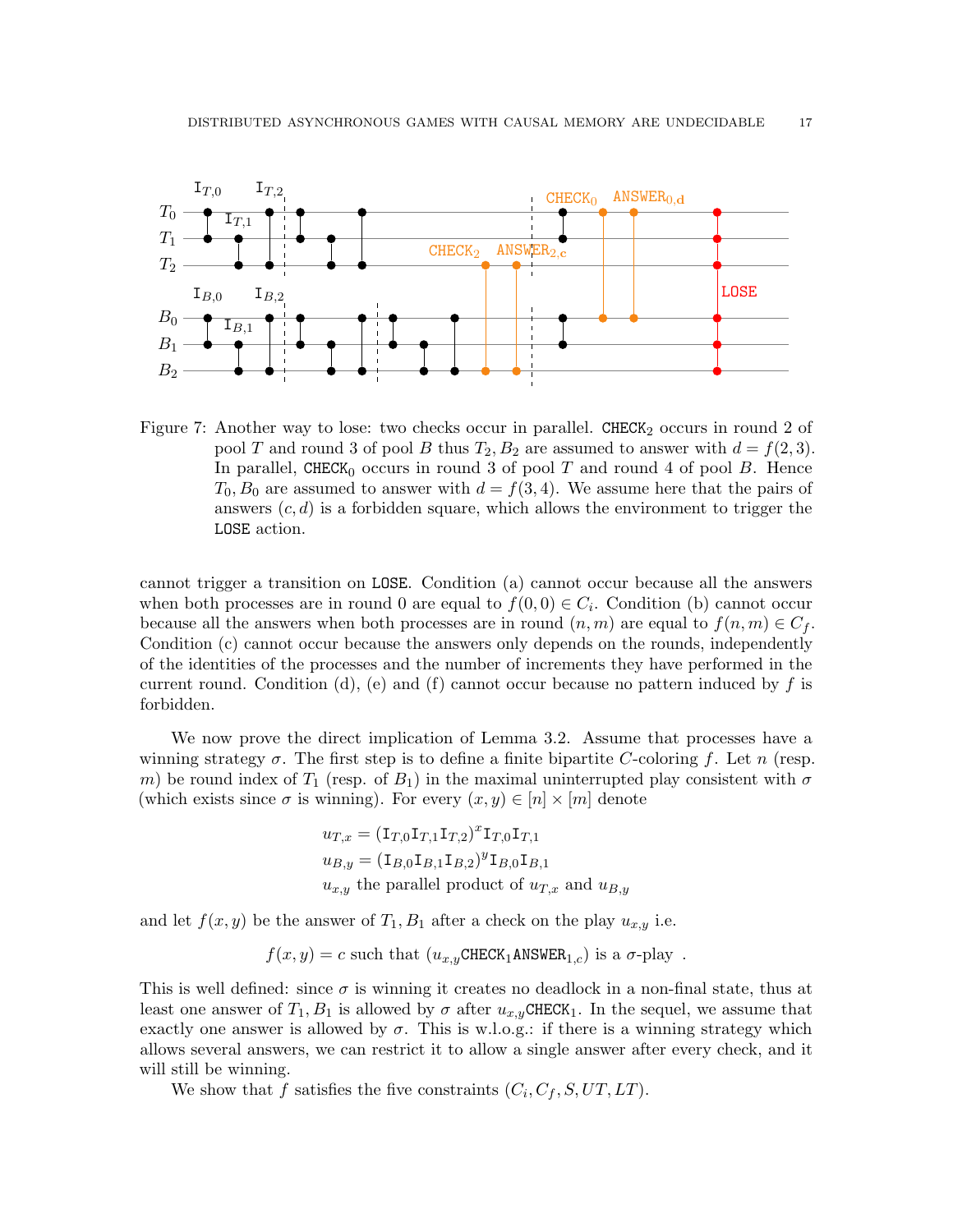Figure 7: Another way to lose: two checks occur in parallel. $\texttt{CHECK}_2$ occurs in round 2 of pool $T$ and round 3 of pool $B$ thus $T_2, B_2$ are assumed to answer with $d = f(2,3)$. In parallel, $\texttt{CHECK}_0$ occurs in round 3 of pool $T$ and round 4 of pool $B$. Hence $T_0, B_0$ are assumed to answer with $d = f(3,4)$. We assume here that the pairs of answers $(c,d)$ is a forbidden square, which allows the environment to trigger the $\texttt{LOSE}$ action.

cannot trigger a transition on $\texttt{LOSE}$. Condition (a) cannot occur because all the answers when both processes are in round 0 are equal to $f(0,0) \in C_i$. Condition (b) cannot occur because all the answers when both processes are in round $(n,m)$ are equal to $f(n,m) \in C_f$. Condition (c) cannot occur because the answers only depends on the rounds, independently of the identities of the processes and the number of increments they have performed in the current round. Condition (d), (e) and (f) cannot occur because no pattern induced by $f$ is forbidden.

We now prove the direct implication of Lemma 3.2. Assume that processes have a winning strategy $\sigma$. The first step is to define a finite bipartite $C$-coloring $f$. Let $n$ (resp. $m$) be round index of $T_1$ (resp. of $B_1$) in the maximal uninterrupted play consistent with $\sigma$ (which exists since $\sigma$ is winning). For every $(x,y) \in [n] \times [m]$ denote

$$u_{T,x} = (\texttt{I}_{T,0}\texttt{I}_{T,1}\texttt{I}_{T,2})^x \texttt{I}_{T,0}\texttt{I}_{T,1}$$
$$u_{B,y} = (\texttt{I}_{B,0}\texttt{I}_{B,1}\texttt{I}_{B,2})^y \texttt{I}_{B,0}\texttt{I}_{B,1}$$
$$u_{x,y} \text{ the parallel product of } u_{T,x} \text{ and } u_{B,y}$$

and let $f(x,y)$ be the answer of $T_1, B_1$ after a check on the play $u_{x,y}$ i.e.

$$f(x,y) = c \text{ such that } (u_{x,y}\texttt{CHECK}_1\texttt{ANSWER}_{1,c}) \text{ is a } \sigma\text{-play} .$$

This is well defined: since $\sigma$ is winning it creates no deadlock in a non-final state, thus at least one answer of $T_1, B_1$ is allowed by $\sigma$ after $u_{x,y}\texttt{CHECK}_1$. In the sequel, we assume that exactly one answer is allowed by $\sigma$. This is w.l.o.g.: if there is a winning strategy which allows several answers, we can restrict it to allow a single answer after every check, and it will still be winning.

We show that $f$ satisfies the five constraints $(C_i, C_f, S, UT, LT)$.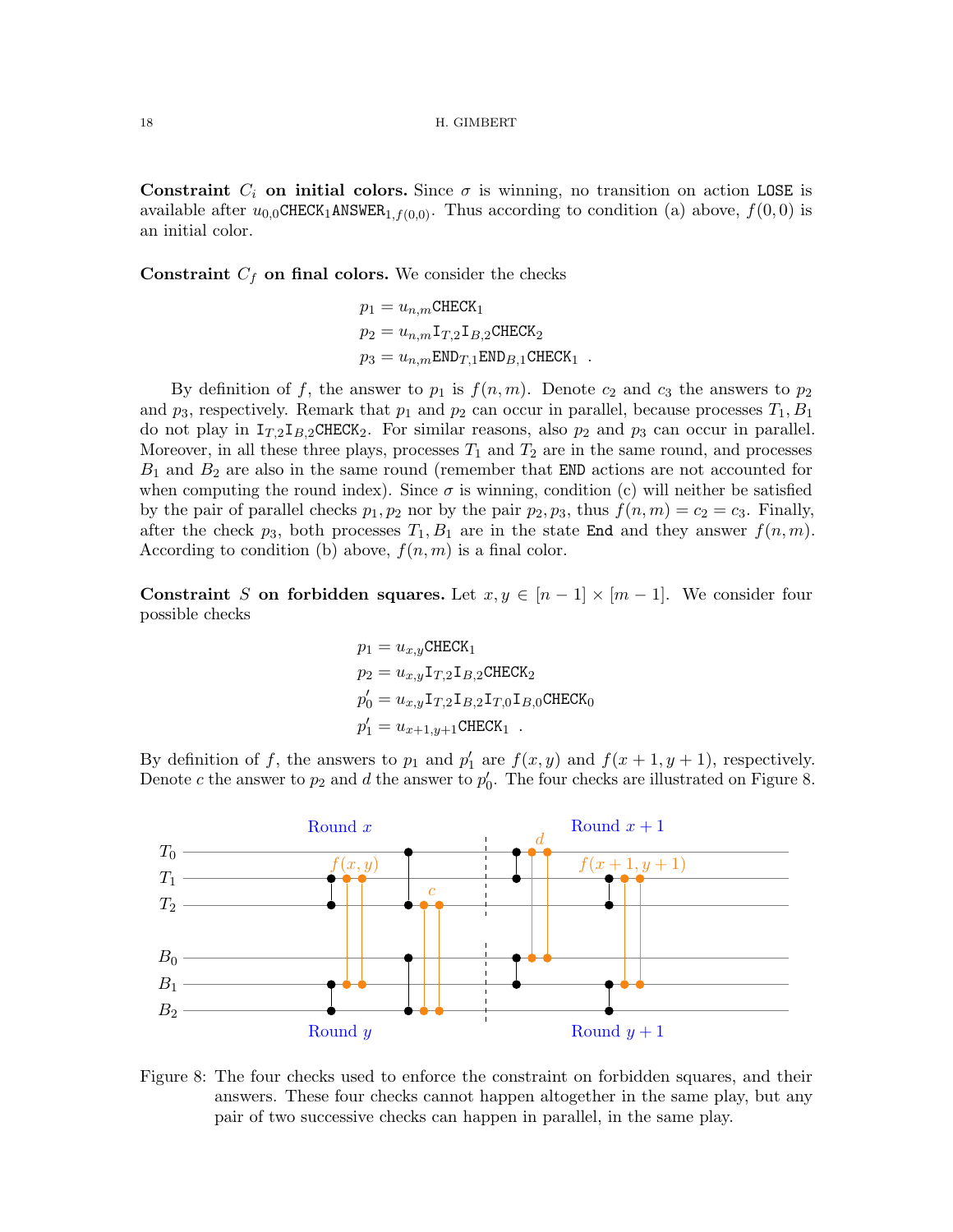**Constraint $C_i$ on initial colors.** Since $\sigma$ is winning, no transition on action $\texttt{LOSE}$ is available after $u_{0,0}\texttt{CHECK}_1\texttt{ANSWER}_{1,f(0,0)}$. Thus according to condition (a) above, $f(0,0)$ is an initial color.

**Constraint $C_f$ on final colors.** We consider the checks

$$p_1 = u_{n,m}\texttt{CHECK}_1$$
$$p_2 = u_{n,m}\texttt{I}_{T,2}\texttt{I}_{B,2}\texttt{CHECK}_2$$
$$p_3 = u_{n,m}\texttt{END}_{T,1}\texttt{END}_{B,1}\texttt{CHECK}_1 \ .$$

By definition of $f$, the answer to $p_1$ is $f(n,m)$. Denote $c_2$ and $c_3$ the answers to $p_2$ and $p_3$, respectively. Remark that $p_1$ and $p_2$ can occur in parallel, because processes $T_1, B_1$ do not play in $\texttt{I}_{T,2}\texttt{I}_{B,2}\texttt{CHECK}_2$. For similar reasons, also $p_2$ and $p_3$ can occur in parallel. Moreover, in all these three plays, processes $T_1$ and $T_2$ are in the same round, and processes $B_1$ and $B_2$ are also in the same round (remember that $\texttt{END}$ actions are not accounted for when computing the round index). Since $\sigma$ is winning, condition (c) will neither be satisfied by the pair of parallel checks $p_1, p_2$ nor by the pair $p_2, p_3$, thus $f(n,m) = c_2 = c_3$. Finally, after the check $p_3$, both processes $T_1, B_1$ are in the state $\texttt{End}$ and they answer $f(n,m)$. According to condition (b) above, $f(n,m)$ is a final color.

**Constraint $S$ on forbidden squares.** Let $x, y \in [n-1] \times [m-1]$. We consider four possible checks

$$p_1 = u_{x,y}\texttt{CHECK}_1$$
$$p_2 = u_{x,y}\texttt{I}_{T,2}\texttt{I}_{B,2}\texttt{CHECK}_2$$
$$p'_0 = u_{x,y}\texttt{I}_{T,2}\texttt{I}_{B,2}\texttt{I}_{T,0}\texttt{I}_{B,0}\texttt{CHECK}_0$$
$$p'_1 = u_{x+1,y+1}\texttt{CHECK}_1 \ .$$

By definition of $f$, the answers to $p_1$ and $p'_1$ are $f(x,y)$ and $f(x+1,y+1)$, respectively. Denote $c$ the answer to $p_2$ and $d$ the answer to $p'_0$. The four checks are illustrated on Figure 8.

Figure 8: The four checks used to enforce the constraint on forbidden squares, and their answers. These four checks cannot happen altogether in the same play, but any pair of two successive checks can happen in parallel, in the same play.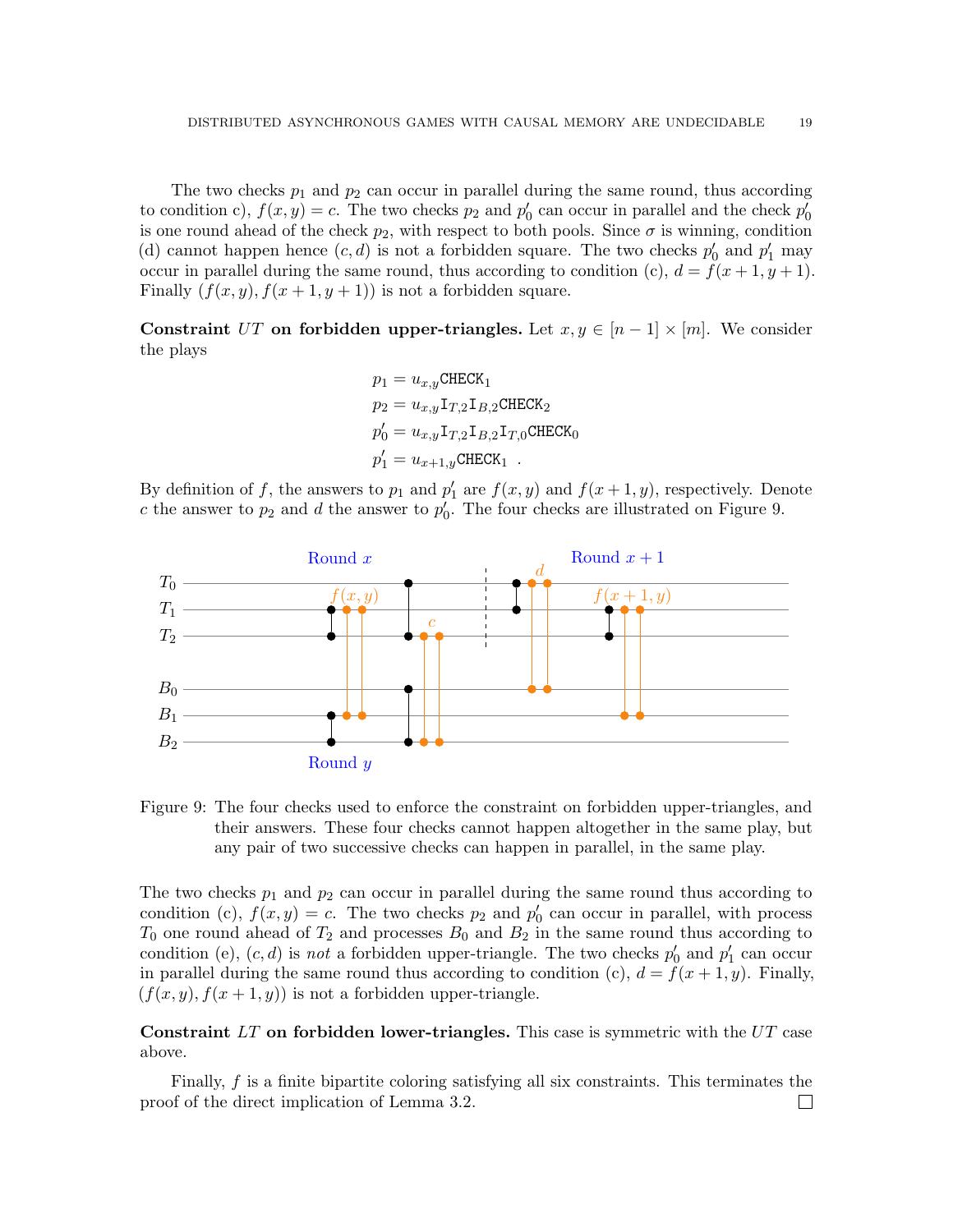The two checks $p_1$ and $p_2$ can occur in parallel during the same round, thus according to condition c), $f(x,y) = c$. The two checks $p_2$ and $p'_0$ can occur in parallel and the check $p'_0$ is one round ahead of the check $p_2$, with respect to both pools. Since $\sigma$ is winning, condition (d) cannot happen hence $(c,d)$ is not a forbidden square. The two checks $p'_0$ and $p'_1$ may occur in parallel during the same round, thus according to condition (c), $d = f(x+1, y+1)$. Finally $(f(x,y), f(x+1,y+1))$ is not a forbidden square.

**Constraint $UT$ on forbidden upper-triangles.** Let $x, y \in [n-1] \times [m]$. We consider the plays

$$
\begin{aligned}
p_1 &= u_{x,y}\texttt{CHECK}_1 \\
p_2 &= u_{x,y}\texttt{I}_{T,2}\texttt{I}_{B,2}\texttt{CHECK}_2 \\
p'_0 &= u_{x,y}\texttt{I}_{T,2}\texttt{I}_{B,2}\texttt{I}_{T,0}\texttt{CHECK}_0 \\
p'_1 &= u_{x+1,y}\texttt{CHECK}_1 \ .
\end{aligned}
$$

By definition of $f$, the answers to $p_1$ and $p'_1$ are $f(x,y)$ and $f(x+1,y)$, respectively. Denote $c$ the answer to $p_2$ and $d$ the answer to $p'_0$. The four checks are illustrated on Figure 9.

Figure 9: The four checks used to enforce the constraint on forbidden upper-triangles, and their answers. These four checks cannot happen altogether in the same play, but any pair of two successive checks can happen in parallel, in the same play.

The two checks $p_1$ and $p_2$ can occur in parallel during the same round thus according to condition (c), $f(x,y) = c$. The two checks $p_2$ and $p'_0$ can occur in parallel, with process $T_0$ one round ahead of $T_2$ and processes $B_0$ and $B_2$ in the same round thus according to condition (e), $(c,d)$ is *not* a forbidden upper-triangle. The two checks $p'_0$ and $p'_1$ can occur in parallel during the same round thus according to condition (c), $d = f(x+1, y)$. Finally, $(f(x,y), f(x+1,y))$ is not a forbidden upper-triangle.

**Constraint $LT$ on forbidden lower-triangles.** This case is symmetric with the $UT$ case above.

Finally, $f$ is a finite bipartite coloring satisfying all six constraints. This terminates the proof of the direct implication of Lemma 3.2. $\square$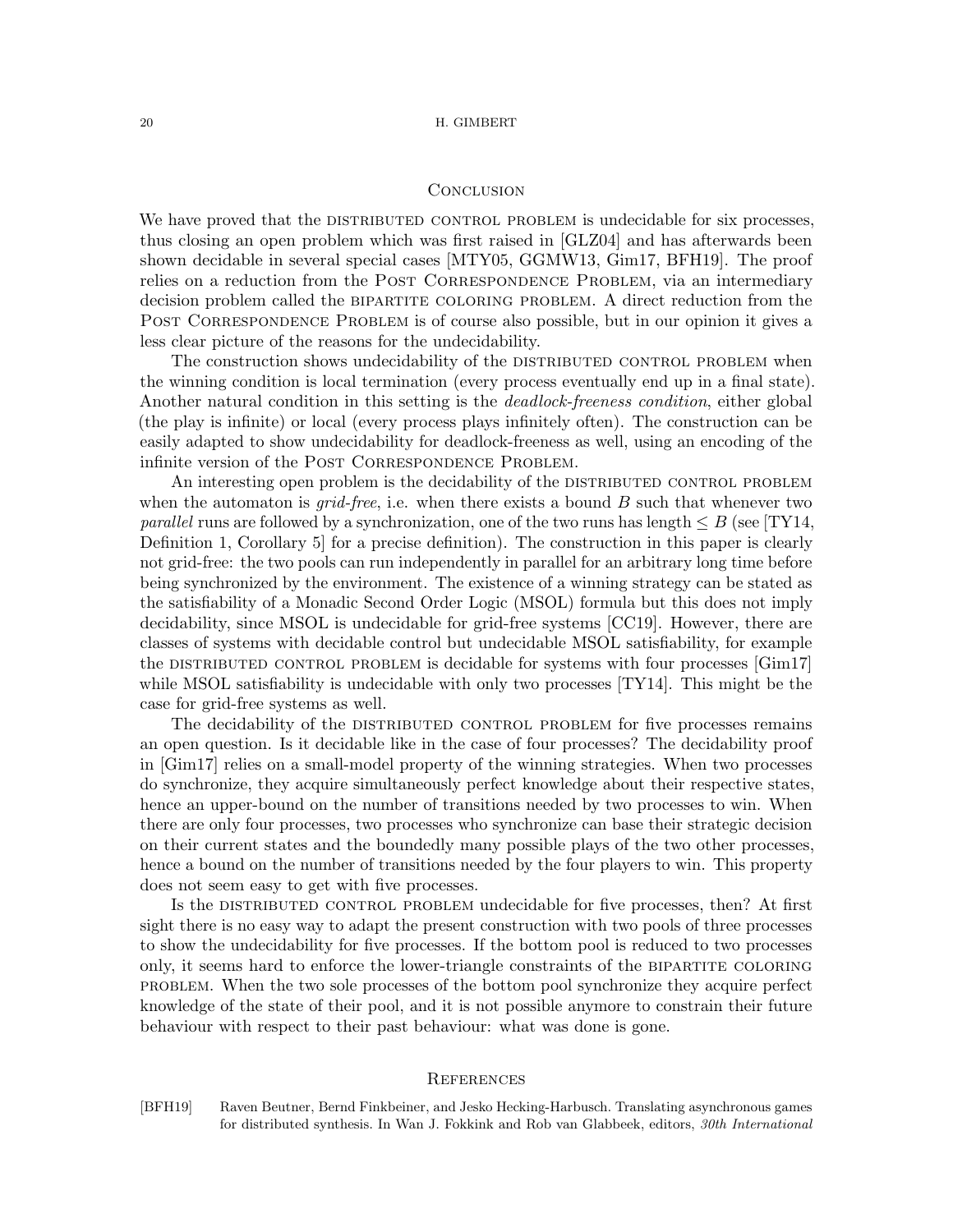## Conclusion

We have proved that the DISTRIBUTED CONTROL PROBLEM is undecidable for six processes, thus closing an open problem which was first raised in [GLZ04] and has afterwards been shown decidable in several special cases [MTY05, GGMW13, Gim17, BFH19]. The proof relies on a reduction from the POST CORRESPONDENCE PROBLEM, via an intermediary decision problem called the BIPARTITE COLORING PROBLEM. A direct reduction from the POST CORRESPONDENCE PROBLEM is of course also possible, but in our opinion it gives a less clear picture of the reasons for the undecidability.

The construction shows undecidability of the DISTRIBUTED CONTROL PROBLEM when the winning condition is local termination (every process eventually end up in a final state). Another natural condition in this setting is the *deadlock-freeness condition*, either global (the play is infinite) or local (every process plays infinitely often). The construction can be easily adapted to show undecidability for deadlock-freeness as well, using an encoding of the infinite version of the POST CORRESPONDENCE PROBLEM.

An interesting open problem is the decidability of the DISTRIBUTED CONTROL PROBLEM when the automaton is *grid-free*, i.e. when there exists a bound $B$ such that whenever two *parallel* runs are followed by a synchronization, one of the two runs has length $\leq B$ (see [TY14, Definition 1, Corollary 5] for a precise definition). The construction in this paper is clearly not grid-free: the two pools can run independently in parallel for an arbitrary long time before being synchronized by the environment. The existence of a winning strategy can be stated as the satisfiability of a Monadic Second Order Logic (MSOL) formula but this does not imply decidability, since MSOL is undecidable for grid-free systems [CC19]. However, there are classes of systems with decidable control but undecidable MSOL satisfiability, for example the DISTRIBUTED CONTROL PROBLEM is decidable for systems with four processes [Gim17] while MSOL satisfiability is undecidable with only two processes [TY14]. This might be the case for grid-free systems as well.

The decidability of the DISTRIBUTED CONTROL PROBLEM for five processes remains an open question. Is it decidable like in the case of four processes? The decidability proof in [Gim17] relies on a small-model property of the winning strategies. When two processes do synchronize, they acquire simultaneously perfect knowledge about their respective states, hence an upper-bound on the number of transitions needed by two processes to win. When there are only four processes, two processes who synchronize can base their strategic decision on their current states and the boundedly many possible plays of the two other processes, hence a bound on the number of transitions needed by the four players to win. This property does not seem easy to get with five processes.

Is the DISTRIBUTED CONTROL PROBLEM undecidable for five processes, then? At first sight there is no easy way to adapt the present construction with two pools of three processes to show the undecidability for five processes. If the bottom pool is reduced to two processes only, it seems hard to enforce the lower-triangle constraints of the BIPARTITE COLORING PROBLEM. When the two sole processes of the bottom pool synchronize they acquire perfect knowledge of the state of their pool, and it is not possible anymore to constrain their future behaviour with respect to their past behaviour: what was done is gone.

## References

[BFH19] Raven Beutner, Bernd Finkbeiner, and Jesko Hecking-Harbusch. Translating asynchronous games for distributed synthesis. In Wan J. Fokkink and Rob van Glabbeek, editors, *30th International*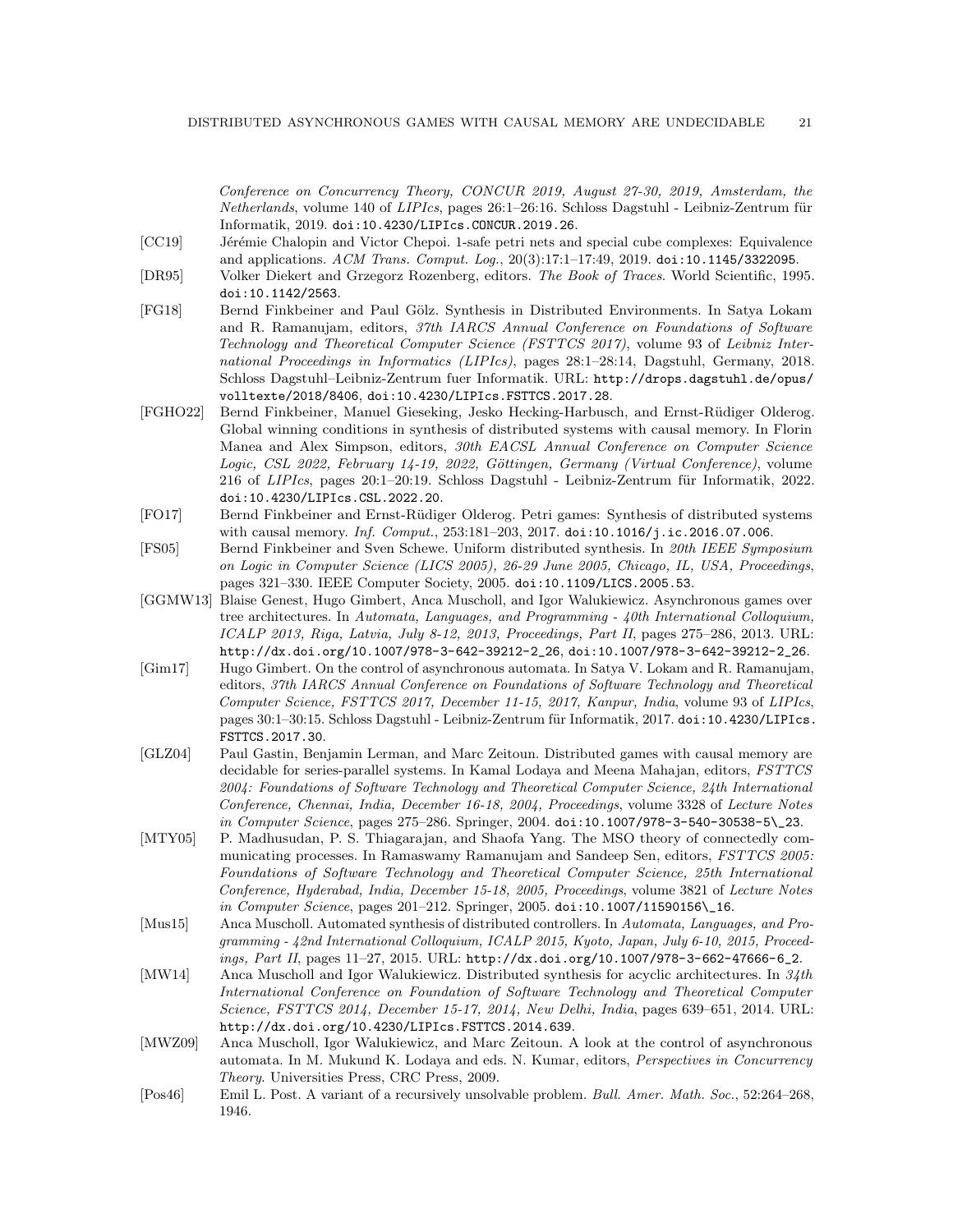*Conference on Concurrency Theory, CONCUR 2019, August 27-30, 2019, Amsterdam, the Netherlands*, volume 140 of *LIPIcs*, pages 26:1–26:16. Schloss Dagstuhl - Leibniz-Zentrum für Informatik, 2019. doi:10.4230/LIPIcs.CONCUR.2019.26.

[CC19] Jérémie Chalopin and Victor Chepoi. 1-safe petri nets and special cube complexes: Equivalence and applications. *ACM Trans. Comput. Log.*, 20(3):17:1–17:49, 2019. doi:10.1145/3322095.

[DR95] Volker Diekert and Grzegorz Rozenberg, editors. *The Book of Traces*. World Scientific, 1995. doi:10.1142/2563.

[FG18] Bernd Finkbeiner and Paul Gölz. Synthesis in Distributed Environments. In Satya Lokam and R. Ramanujam, editors, *37th IARCS Annual Conference on Foundations of Software Technology and Theoretical Computer Science (FSTTCS 2017)*, volume 93 of *Leibniz International Proceedings in Informatics (LIPIcs)*, pages 28:1–28:14, Dagstuhl, Germany, 2018. Schloss Dagstuhl–Leibniz-Zentrum fuer Informatik. URL: http://drops.dagstuhl.de/opus/volltexte/2018/8406, doi:10.4230/LIPIcs.FSTTCS.2017.28.

[FGHO22] Bernd Finkbeiner, Manuel Gieseking, Jesko Hecking-Harbusch, and Ernst-Rüdiger Olderog. Global winning conditions in synthesis of distributed systems with causal memory. In Florin Manea and Alex Simpson, editors, *30th EACSL Annual Conference on Computer Science Logic, CSL 2022, February 14-19, 2022, Göttingen, Germany (Virtual Conference)*, volume 216 of *LIPIcs*, pages 20:1–20:19. Schloss Dagstuhl - Leibniz-Zentrum für Informatik, 2022. doi:10.4230/LIPIcs.CSL.2022.20.

[FO17] Bernd Finkbeiner and Ernst-Rüdiger Olderog. Petri games: Synthesis of distributed systems with causal memory. *Inf. Comput.*, 253:181–203, 2017. doi:10.1016/j.ic.2016.07.006.

[FS05] Bernd Finkbeiner and Sven Schewe. Uniform distributed synthesis. In *20th IEEE Symposium on Logic in Computer Science (LICS 2005), 26-29 June 2005, Chicago, IL, USA, Proceedings*, pages 321–330. IEEE Computer Society, 2005. doi:10.1109/LICS.2005.53.

[GGMW13] Blaise Genest, Hugo Gimbert, Anca Muscholl, and Igor Walukiewicz. Asynchronous games over tree architectures. In *Automata, Languages, and Programming - 40th International Colloquium, ICALP 2013, Riga, Latvia, July 8-12, 2013, Proceedings, Part II*, pages 275–286, 2013. URL: http://dx.doi.org/10.1007/978-3-642-39212-2_26, doi:10.1007/978-3-642-39212-2_26.

[Gim17] Hugo Gimbert. On the control of asynchronous automata. In Satya V. Lokam and R. Ramanujam, editors, *37th IARCS Annual Conference on Foundations of Software Technology and Theoretical Computer Science, FSTTCS 2017, December 11-15, 2017, Kanpur, India*, volume 93 of *LIPIcs*, pages 30:1–30:15. Schloss Dagstuhl - Leibniz-Zentrum für Informatik, 2017. doi:10.4230/LIPIcs.FSTTCS.2017.30.

[GLZ04] Paul Gastin, Benjamin Lerman, and Marc Zeitoun. Distributed games with causal memory are decidable for series-parallel systems. In Kamal Lodaya and Meena Mahajan, editors, *FSTTCS 2004: Foundations of Software Technology and Theoretical Computer Science, 24th International Conference, Chennai, India, December 16-18, 2004, Proceedings*, volume 3328 of *Lecture Notes in Computer Science*, pages 275–286. Springer, 2004. doi:10.1007/978-3-540-30538-5\_23.

[MTY05] P. Madhusudan, P. S. Thiagarajan, and Shaofa Yang. The MSO theory of connectedly communicating processes. In Ramaswamy Ramanujam and Sandeep Sen, editors, *FSTTCS 2005: Foundations of Software Technology and Theoretical Computer Science, 25th International Conference, Hyderabad, India, December 15-18, 2005, Proceedings*, volume 3821 of *Lecture Notes in Computer Science*, pages 201–212. Springer, 2005. doi:10.1007/11590156\_16.

[Mus15] Anca Muscholl. Automated synthesis of distributed controllers. In *Automata, Languages, and Programming - 42nd International Colloquium, ICALP 2015, Kyoto, Japan, July 6-10, 2015, Proceedings, Part II*, pages 11–27, 2015. URL: http://dx.doi.org/10.1007/978-3-662-47666-6_2.

[MW14] Anca Muscholl and Igor Walukiewicz. Distributed synthesis for acyclic architectures. In *34th International Conference on Foundation of Software Technology and Theoretical Computer Science, FSTTCS 2014, December 15-17, 2014, New Delhi, India*, pages 639–651, 2014. URL: http://dx.doi.org/10.4230/LIPIcs.FSTTCS.2014.639.

[MWZ09] Anca Muscholl, Igor Walukiewicz, and Marc Zeitoun. A look at the control of asynchronous automata. In M. Mukund K. Lodaya and eds. N. Kumar, editors, *Perspectives in Concurrency Theory*. Universities Press, CRC Press, 2009.

[Pos46] Emil L. Post. A variant of a recursively unsolvable problem. *Bull. Amer. Math. Soc.*, 52:264–268, 1946.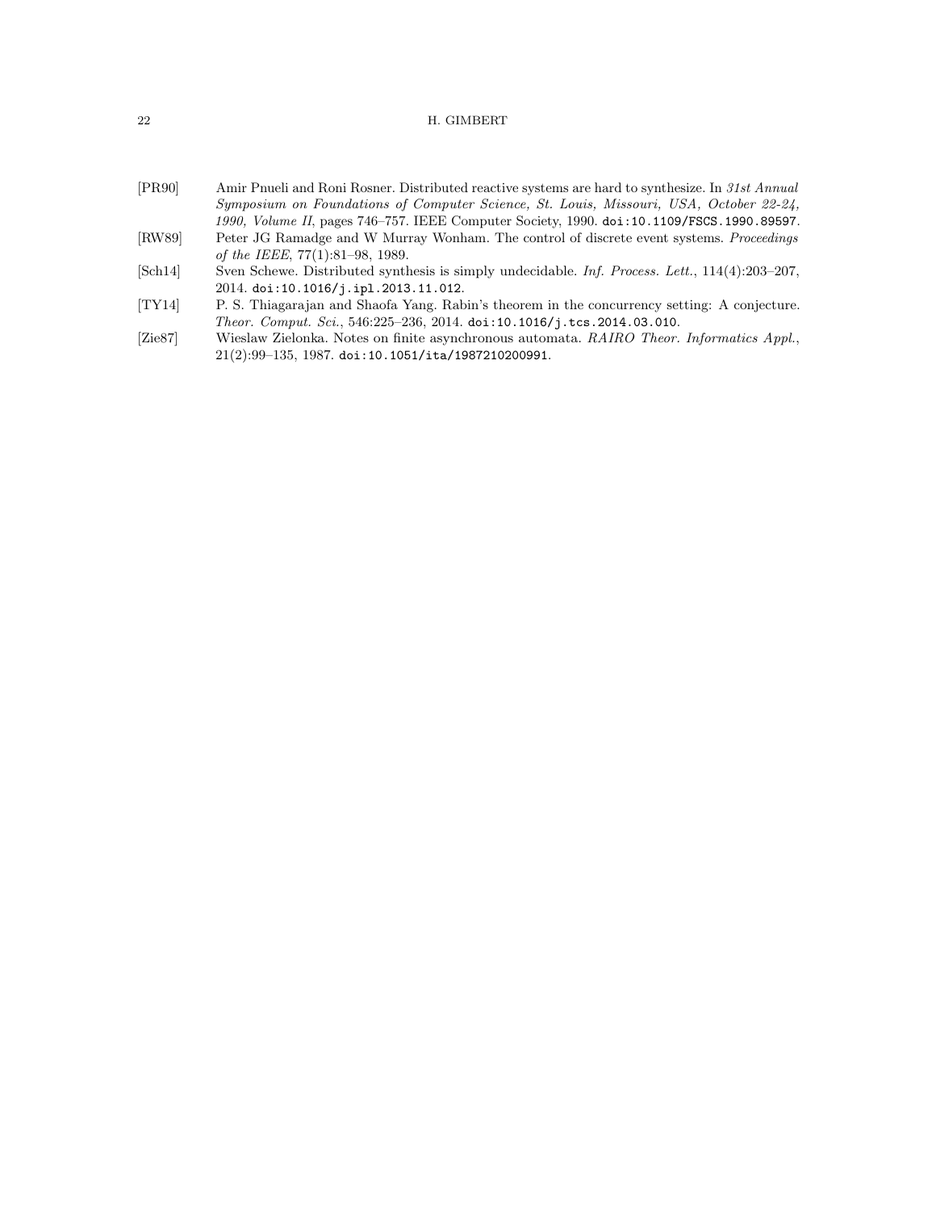[PR90] Amir Pnueli and Roni Rosner. Distributed reactive systems are hard to synthesize. In *31st Annual Symposium on Foundations of Computer Science, St. Louis, Missouri, USA, October 22-24, 1990, Volume II*, pages 746–757. IEEE Computer Society, 1990. doi:10.1109/FSCS.1990.89597.

[RW89] Peter JG Ramadge and W Murray Wonham. The control of discrete event systems. *Proceedings of the IEEE*, 77(1):81–98, 1989.

[Sch14] Sven Schewe. Distributed synthesis is simply undecidable. *Inf. Process. Lett.*, 114(4):203–207, 2014. doi:10.1016/j.ipl.2013.11.012.

[TY14] P. S. Thiagarajan and Shaofa Yang. Rabin's theorem in the concurrency setting: A conjecture. *Theor. Comput. Sci.*, 546:225–236, 2014. doi:10.1016/j.tcs.2014.03.010.

[Zie87] Wieslaw Zielonka. Notes on finite asynchronous automata. *RAIRO Theor. Informatics Appl.*, 21(2):99–135, 1987. doi:10.1051/ita/1987210200991.